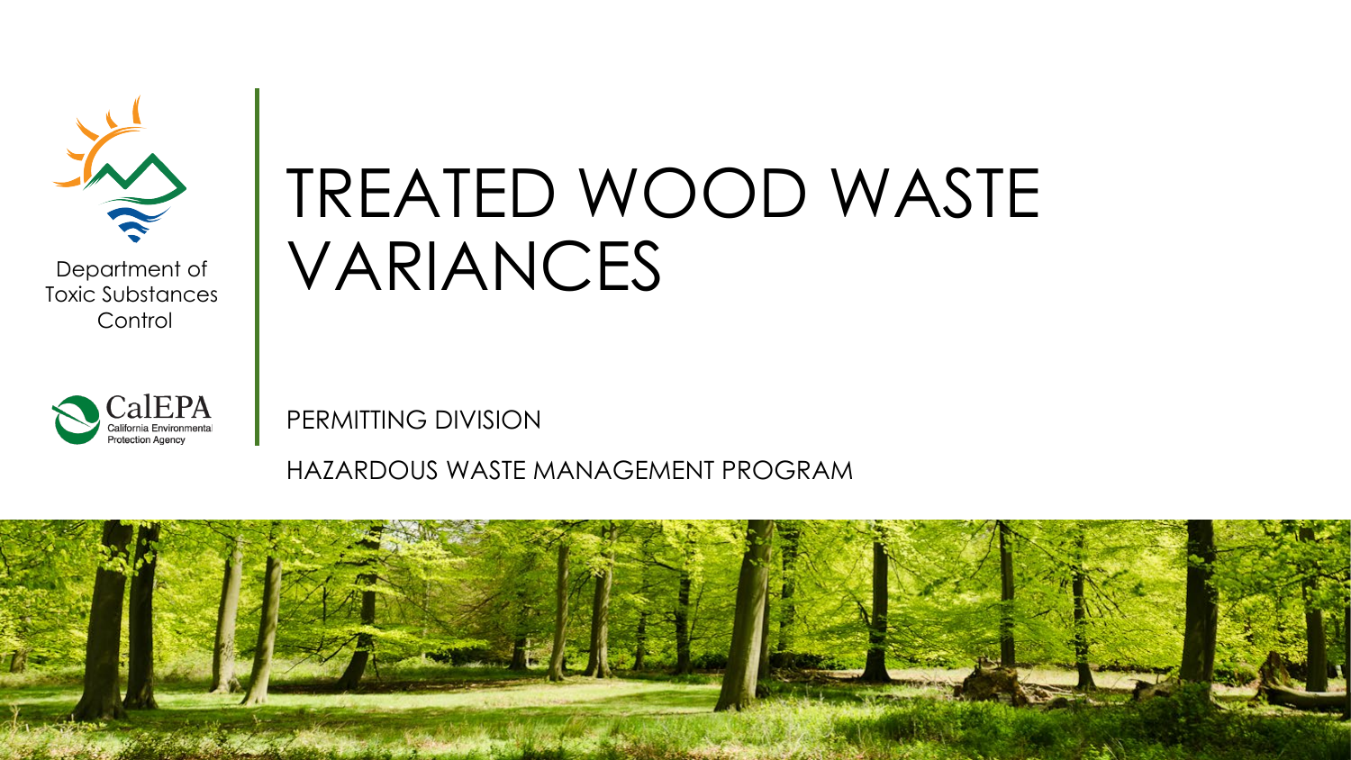Department of Toxic Substances Control

CalEPA California Environmental Protection Agency

# TREATED WOOD WASTE VARIANCES

PERMITTING DIVISION

HAZARDOUS WASTE MANAGEMENT PROGRAM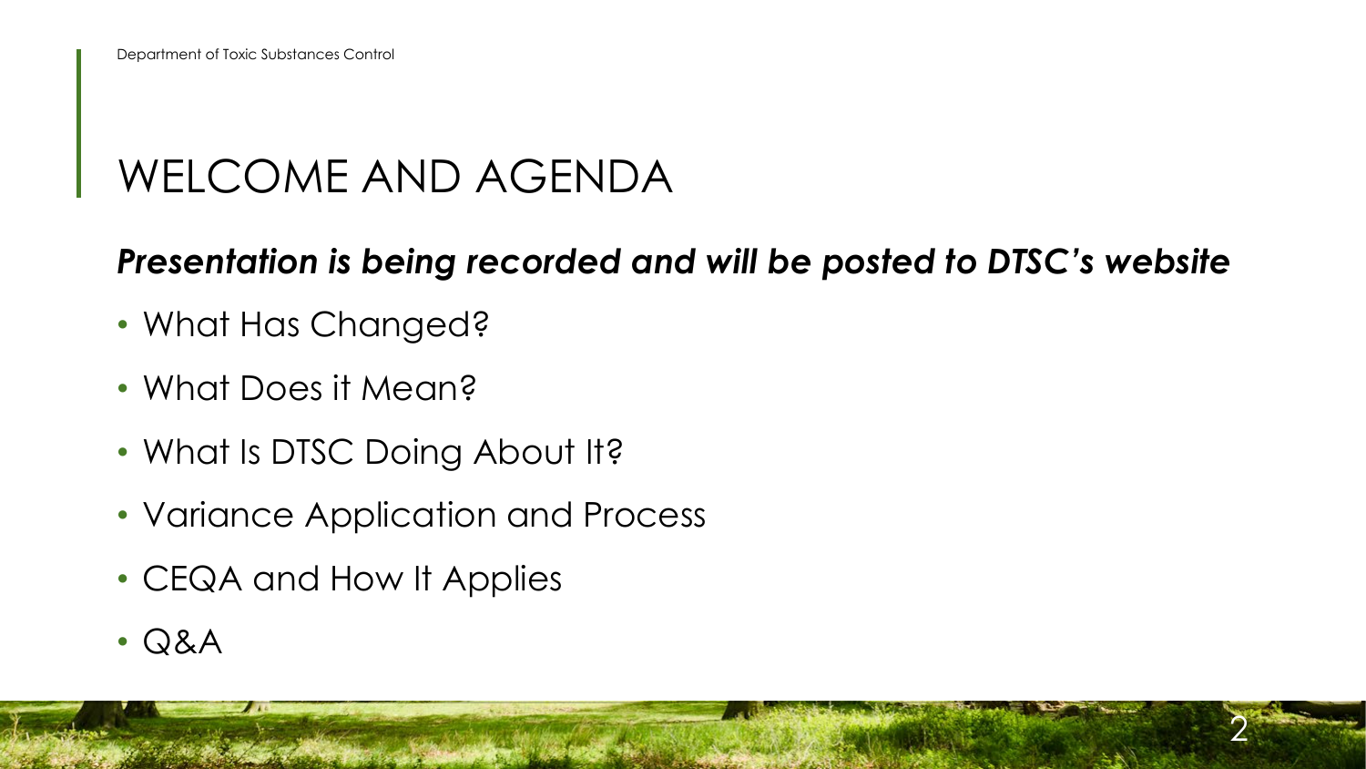# WELCOME AND AGENDA

***Presentation is being recorded and will be posted to DTSC's website***

- What Has Changed?
- What Does it Mean?
- What Is DTSC Doing About It?
- Variance Application and Process
- CEQA and How It Applies
- Q&A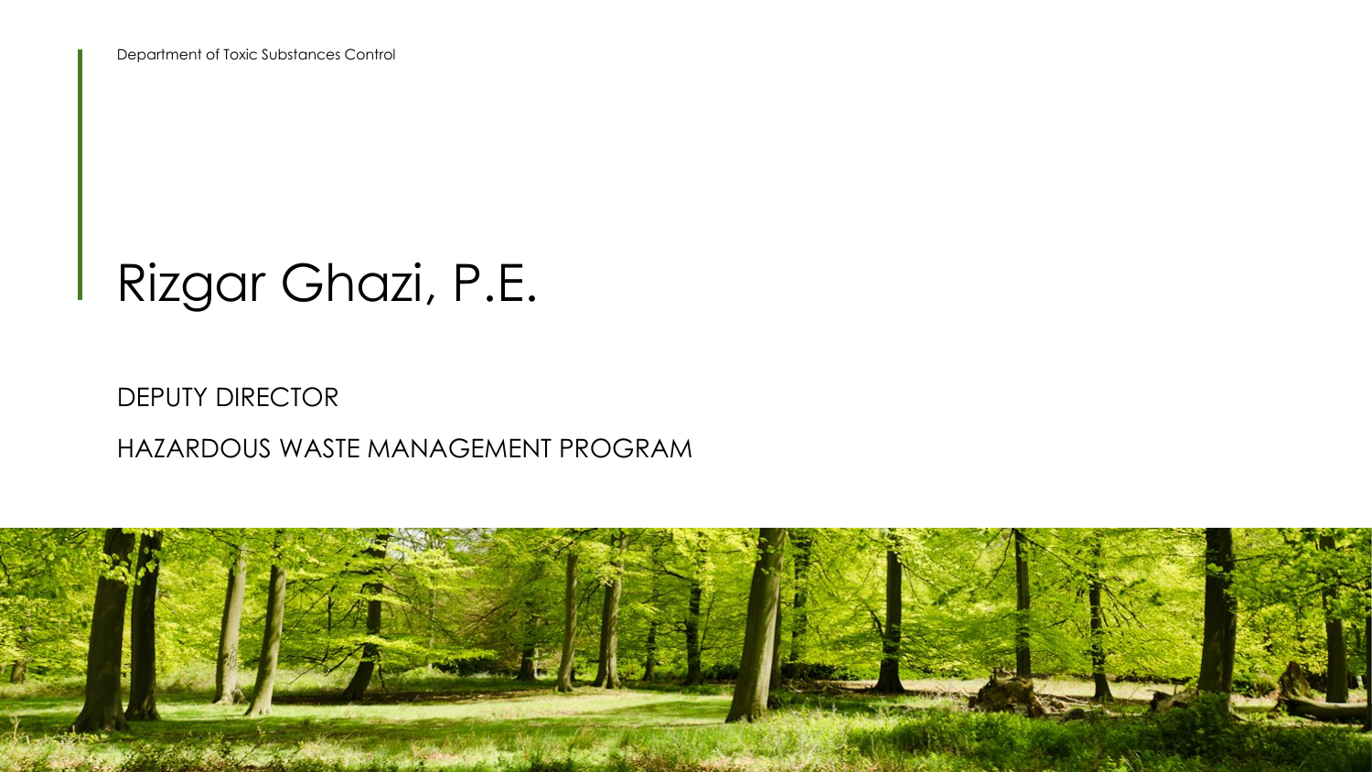Department of Toxic Substances Control

# Rizgar Ghazi, P.E.

DEPUTY DIRECTOR

HAZARDOUS WASTE MANAGEMENT PROGRAM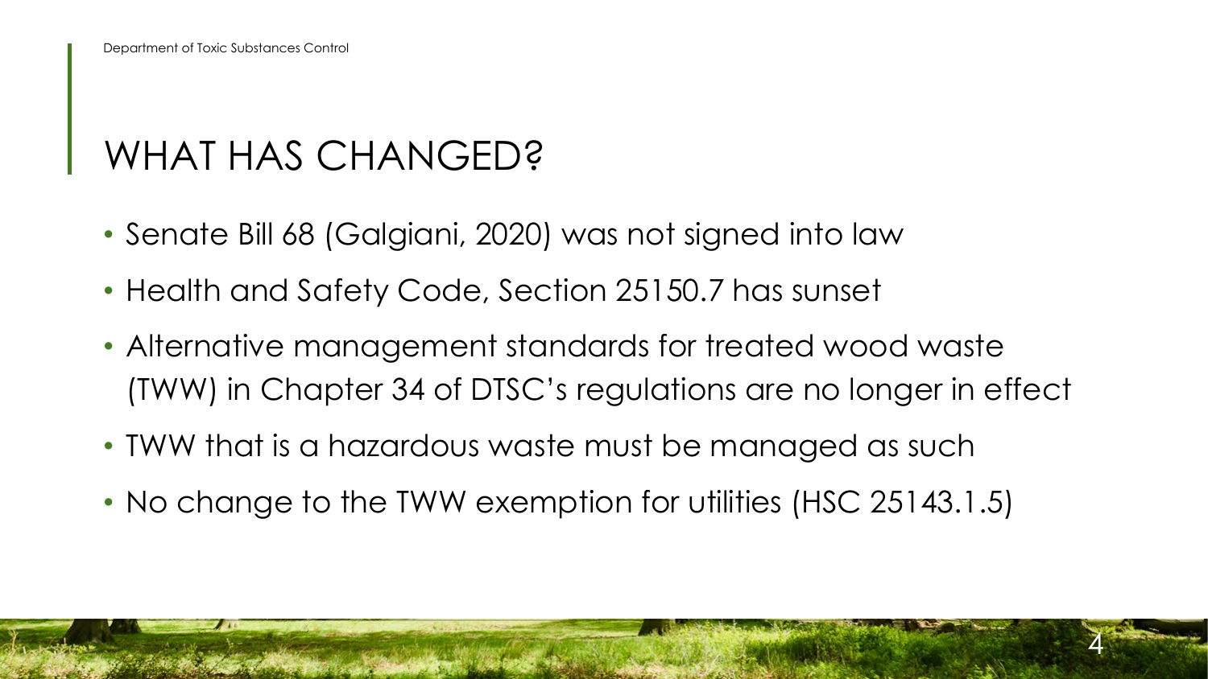# WHAT HAS CHANGED?

- Senate Bill 68 (Galgiani, 2020) was not signed into law
- Health and Safety Code, Section 25150.7 has sunset
- Alternative management standards for treated wood waste (TWW) in Chapter 34 of DTSC's regulations are no longer in effect
- TWW that is a hazardous waste must be managed as such
- No change to the TWW exemption for utilities (HSC 25143.1.5)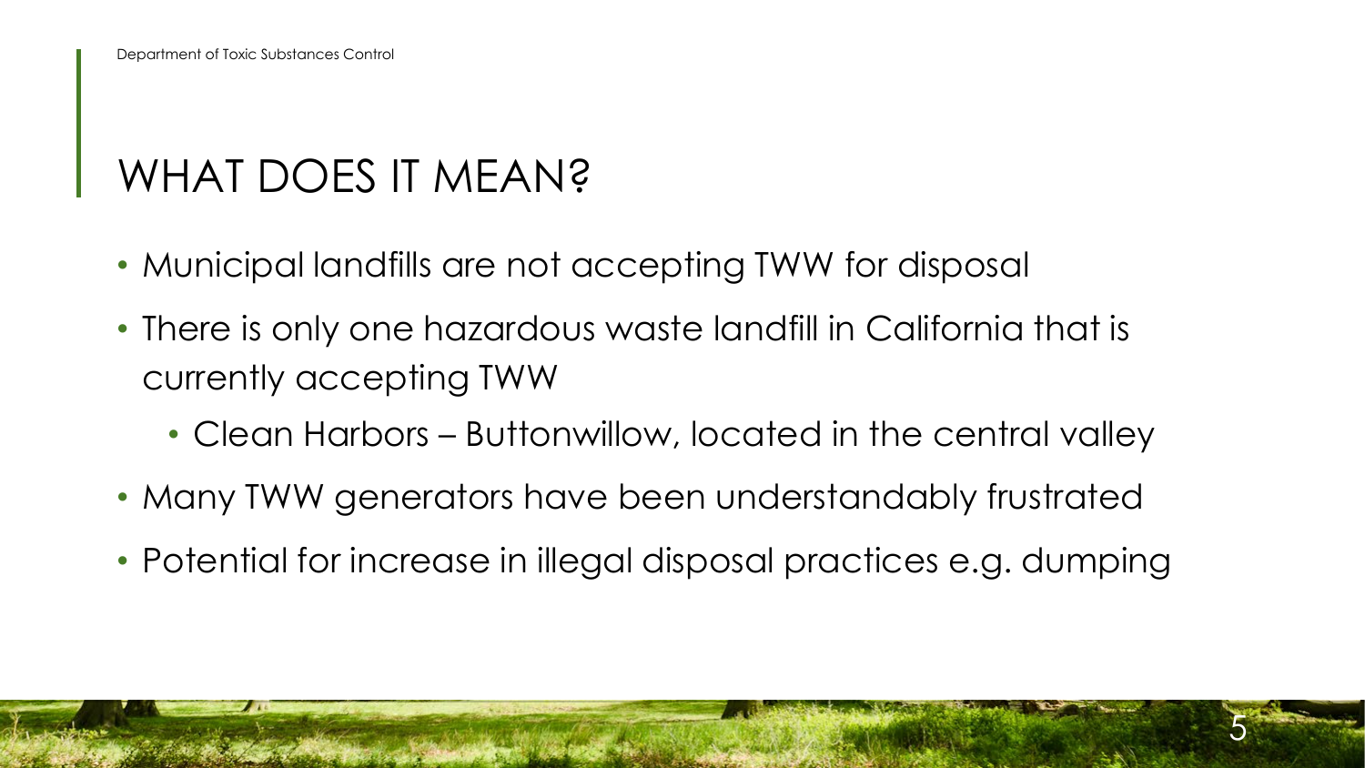# WHAT DOES IT MEAN?

- Municipal landfills are not accepting TWW for disposal
- There is only one hazardous waste landfill in California that is currently accepting TWW
  - Clean Harbors – Buttonwillow, located in the central valley
- Many TWW generators have been understandably frustrated
- Potential for increase in illegal disposal practices e.g. dumping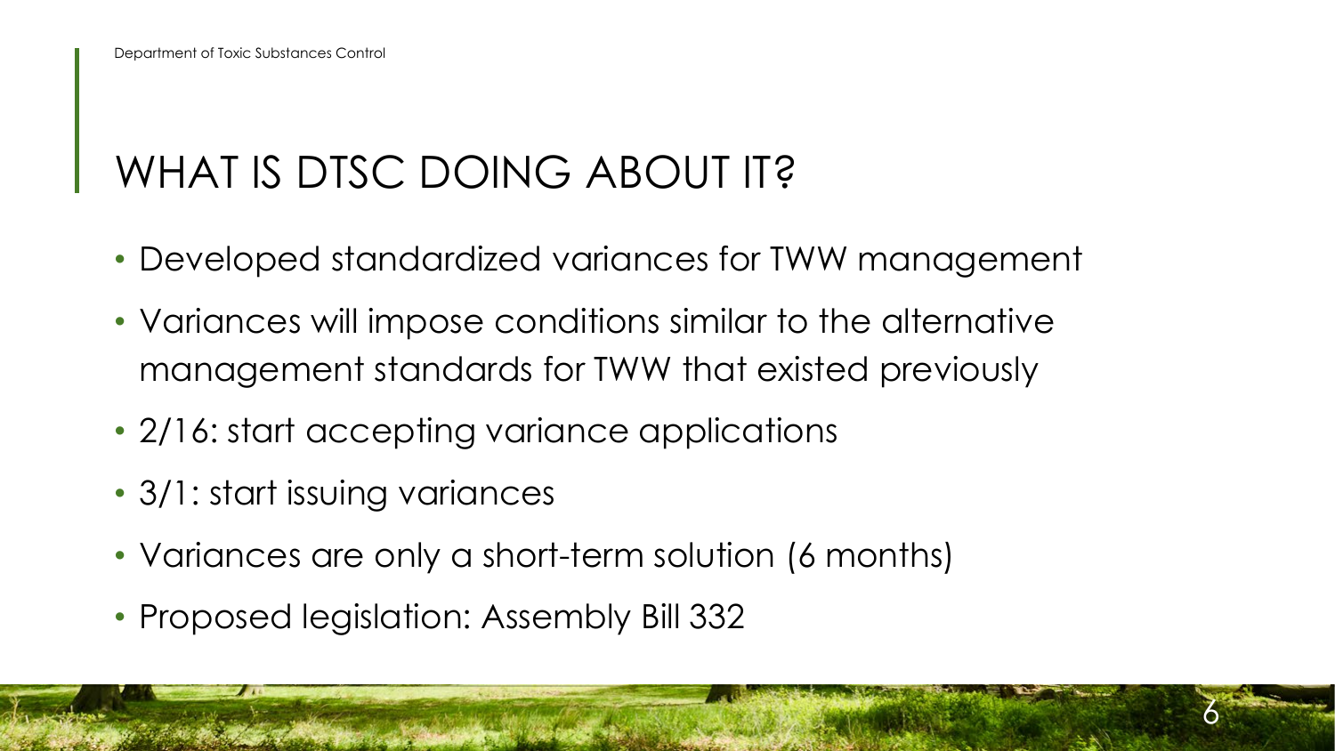# WHAT IS DTSC DOING ABOUT IT?

- Developed standardized variances for TWW management
- Variances will impose conditions similar to the alternative management standards for TWW that existed previously
- 2/16: start accepting variance applications
- 3/1: start issuing variances
- Variances are only a short-term solution (6 months)
- Proposed legislation: Assembly Bill 332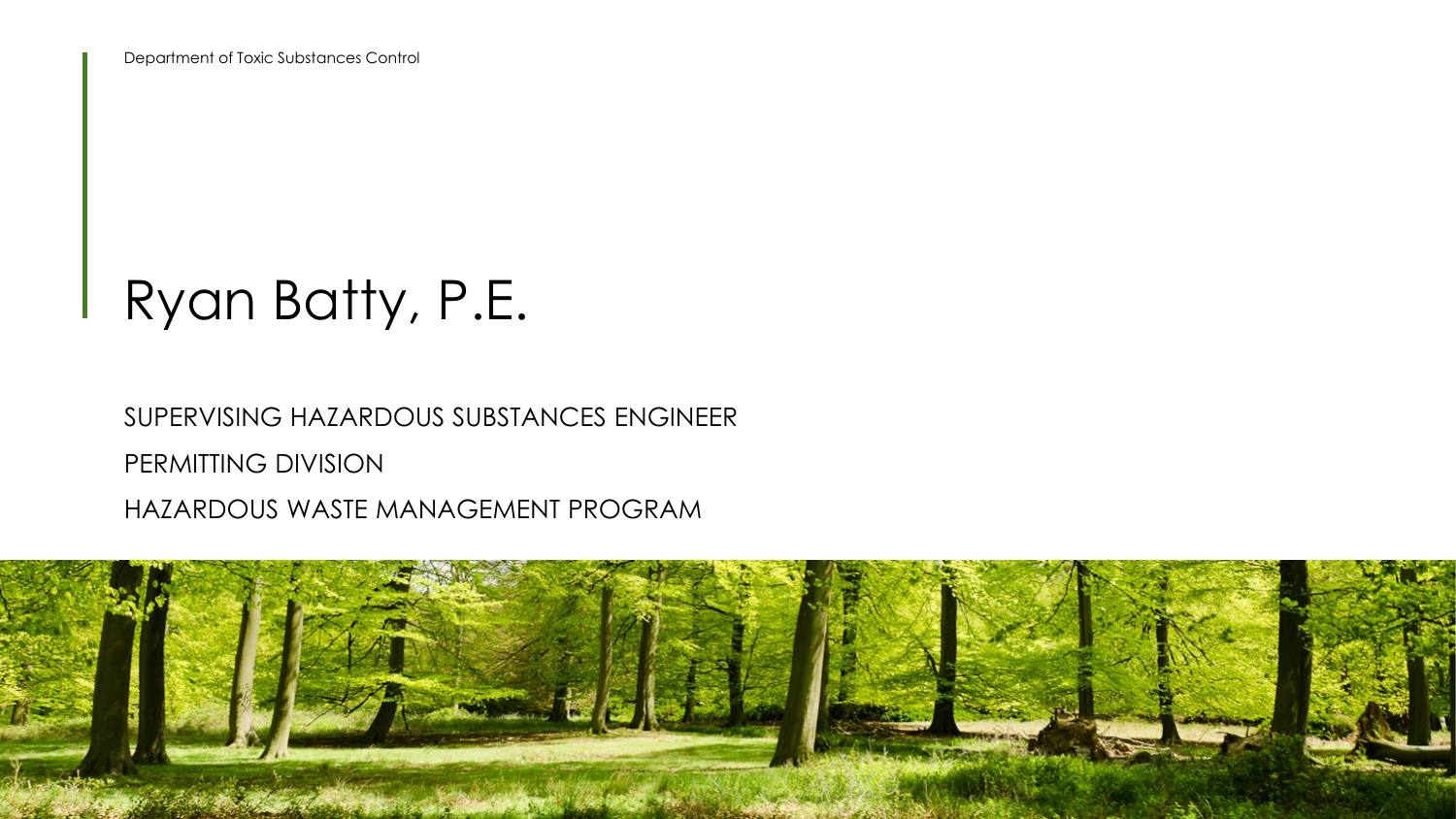Department of Toxic Substances Control

# Ryan Batty, P.E.

SUPERVISING HAZARDOUS SUBSTANCES ENGINEER

PERMITTING DIVISION

HAZARDOUS WASTE MANAGEMENT PROGRAM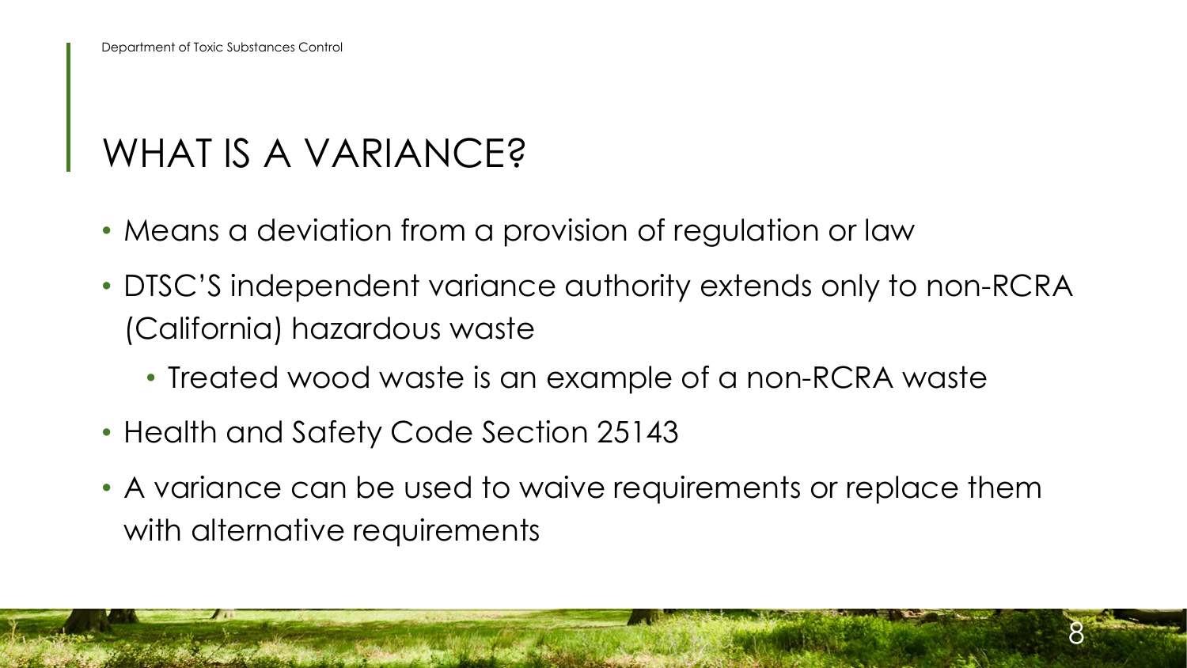# WHAT IS A VARIANCE?

- Means a deviation from a provision of regulation or law
- DTSC'S independent variance authority extends only to non-RCRA (California) hazardous waste
  - Treated wood waste is an example of a non-RCRA waste
- Health and Safety Code Section 25143
- A variance can be used to waive requirements or replace them with alternative requirements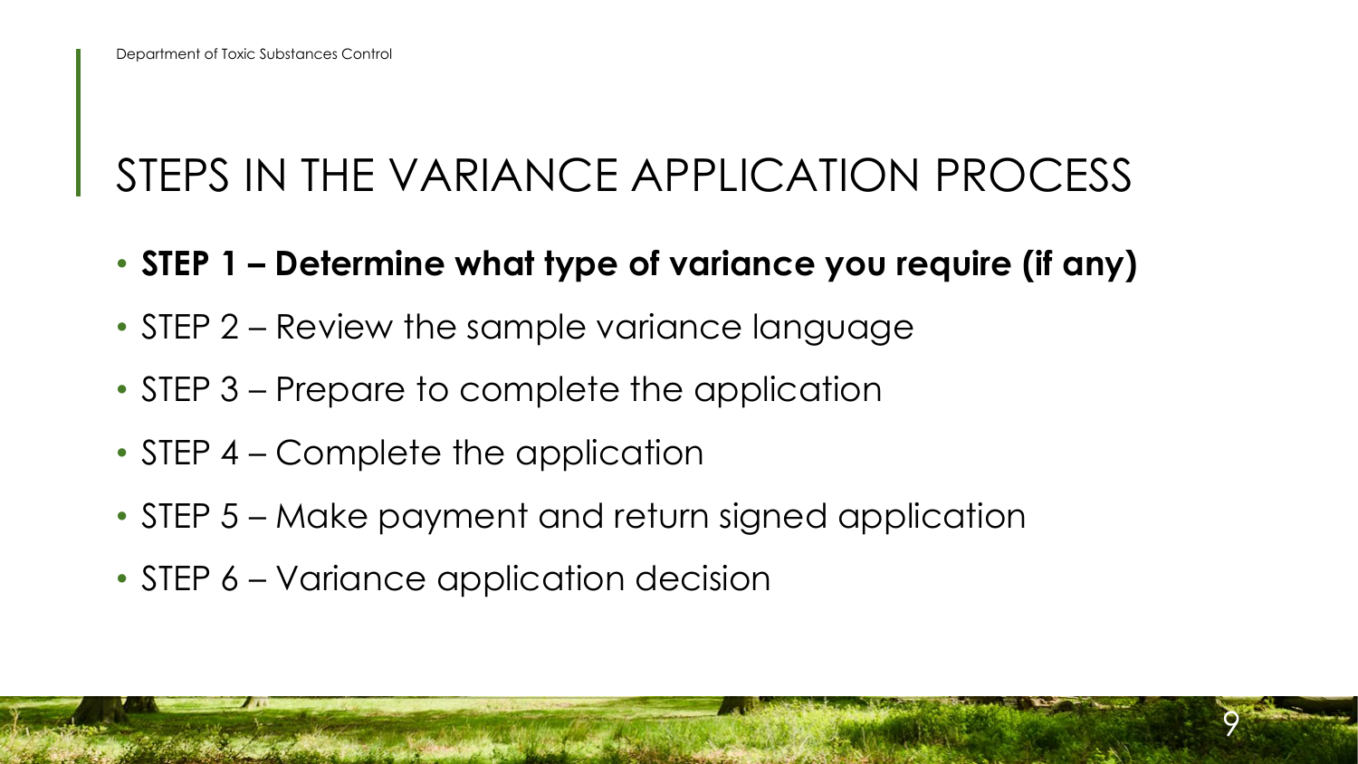# STEPS IN THE VARIANCE APPLICATION PROCESS

- **STEP 1 – Determine what type of variance you require (if any)**
- STEP 2 – Review the sample variance language
- STEP 3 – Prepare to complete the application
- STEP 4 – Complete the application
- STEP 5 – Make payment and return signed application
- STEP 6 – Variance application decision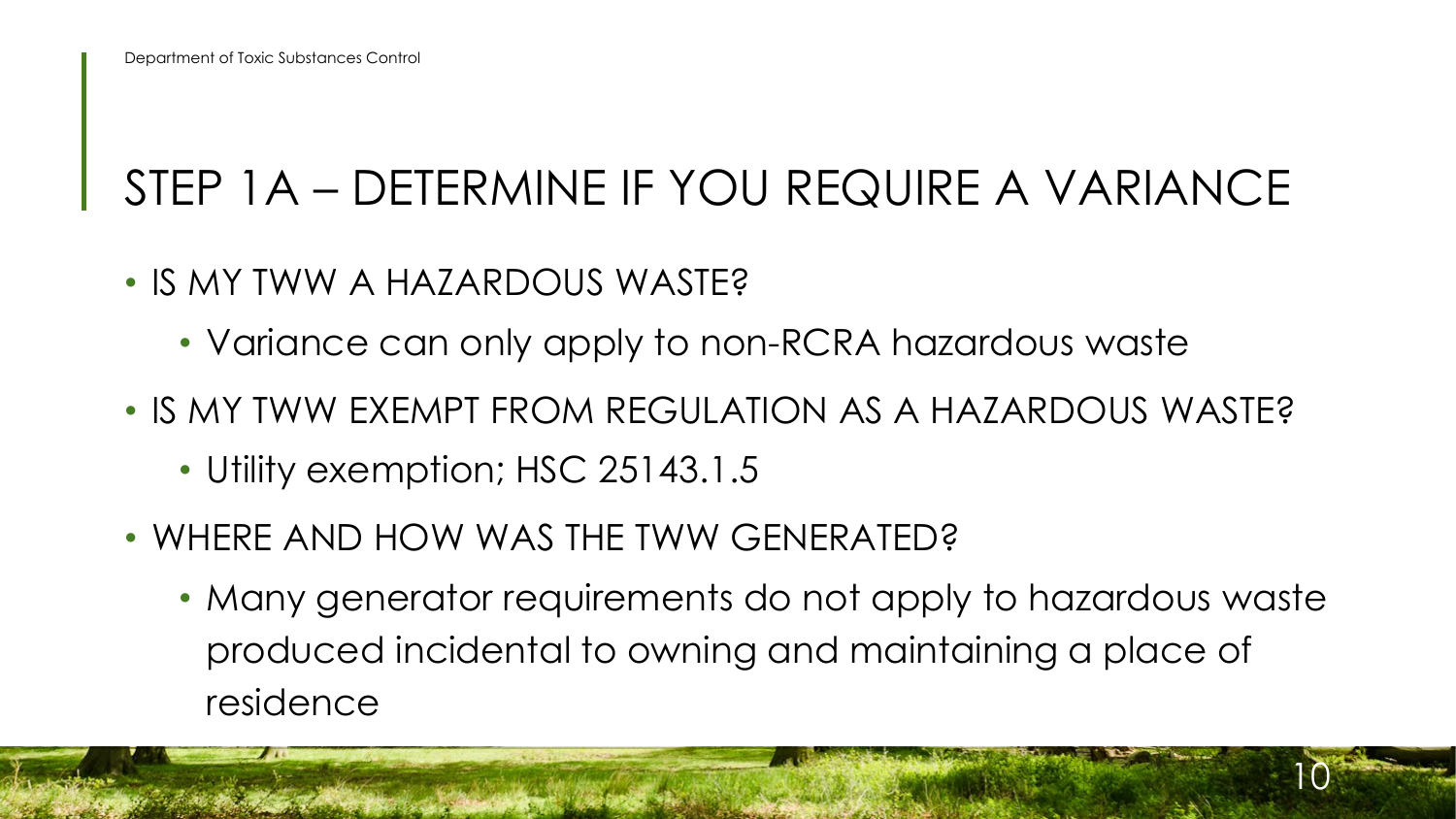# STEP 1A – DETERMINE IF YOU REQUIRE A VARIANCE

- IS MY TWW A HAZARDOUS WASTE?
  - Variance can only apply to non-RCRA hazardous waste
- IS MY TWW EXEMPT FROM REGULATION AS A HAZARDOUS WASTE?
  - Utility exemption; HSC 25143.1.5
- WHERE AND HOW WAS THE TWW GENERATED?
  - Many generator requirements do not apply to hazardous waste produced incidental to owning and maintaining a place of residence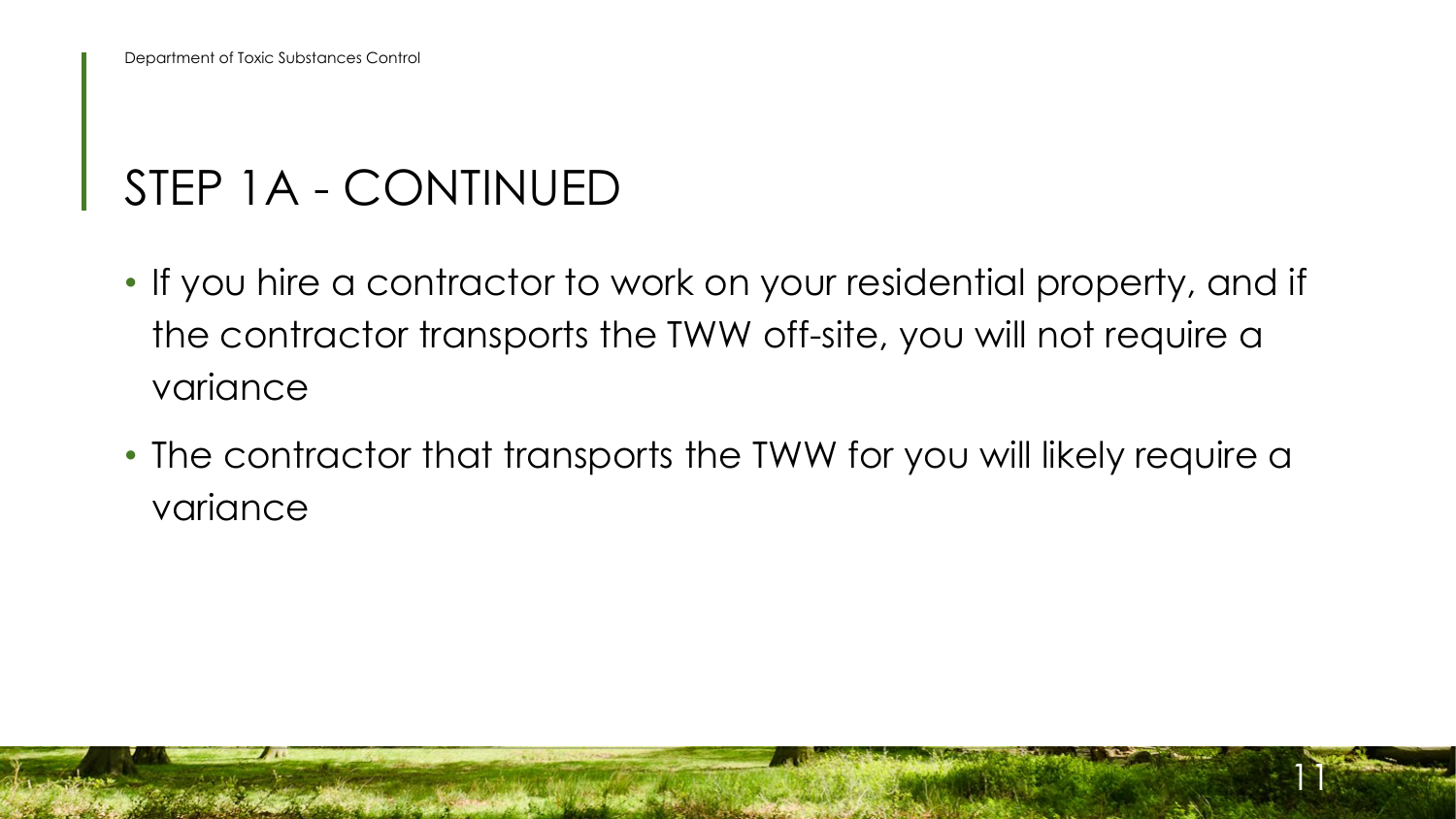# STEP 1A - CONTINUED

- If you hire a contractor to work on your residential property, and if the contractor transports the TWW off-site, you will not require a variance
- The contractor that transports the TWW for you will likely require a variance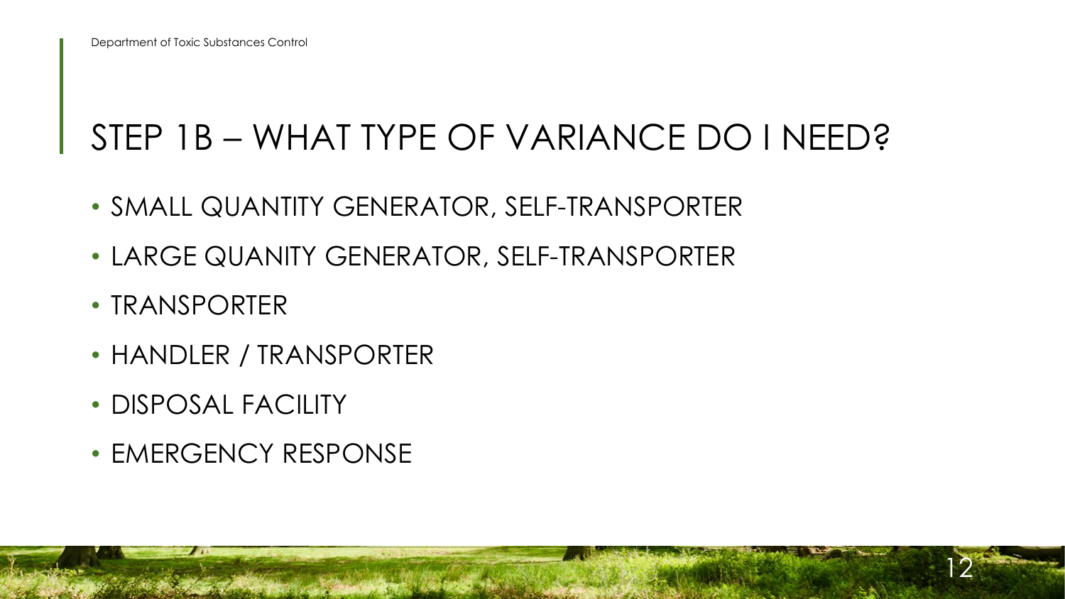# STEP 1B – WHAT TYPE OF VARIANCE DO I NEED?

- SMALL QUANTITY GENERATOR, SELF-TRANSPORTER
- LARGE QUANITY GENERATOR, SELF-TRANSPORTER
- TRANSPORTER
- HANDLER / TRANSPORTER
- DISPOSAL FACILITY
- EMERGENCY RESPONSE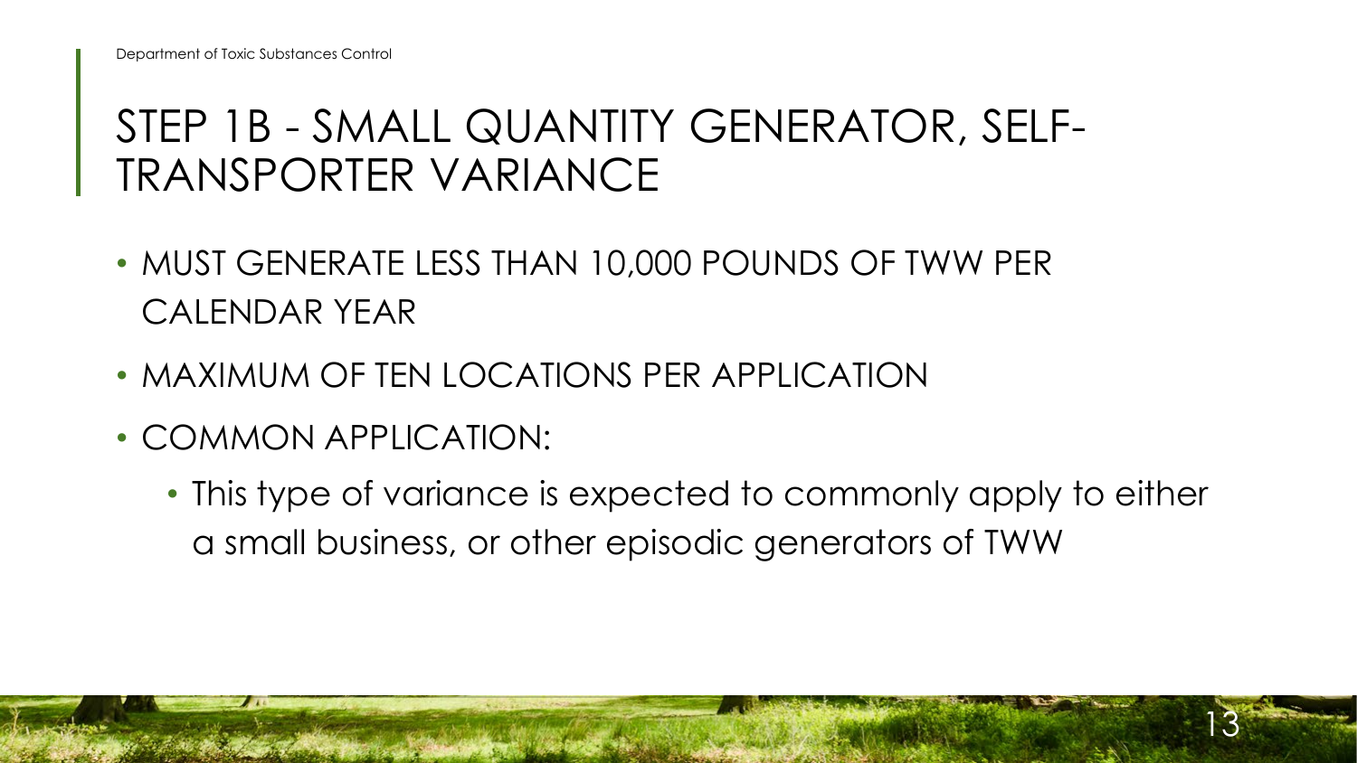# STEP 1B - SMALL QUANTITY GENERATOR, SELF-TRANSPORTER VARIANCE

- MUST GENERATE LESS THAN 10,000 POUNDS OF TWW PER CALENDAR YEAR
- MAXIMUM OF TEN LOCATIONS PER APPLICATION
- COMMON APPLICATION:
  - This type of variance is expected to commonly apply to either a small business, or other episodic generators of TWW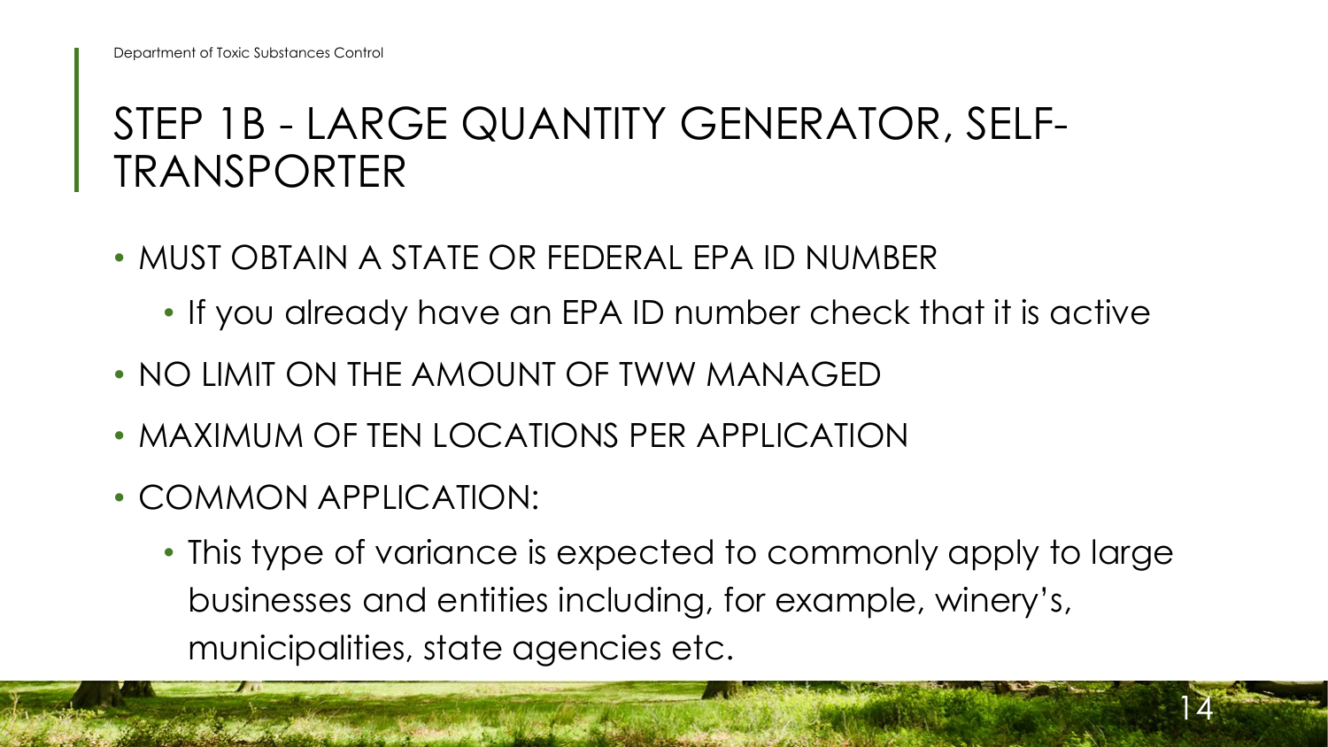# STEP 1B - LARGE QUANTITY GENERATOR, SELF-TRANSPORTER

- MUST OBTAIN A STATE OR FEDERAL EPA ID NUMBER
  - If you already have an EPA ID number check that it is active
- NO LIMIT ON THE AMOUNT OF TWW MANAGED
- MAXIMUM OF TEN LOCATIONS PER APPLICATION
- COMMON APPLICATION:
  - This type of variance is expected to commonly apply to large businesses and entities including, for example, winery's, municipalities, state agencies etc.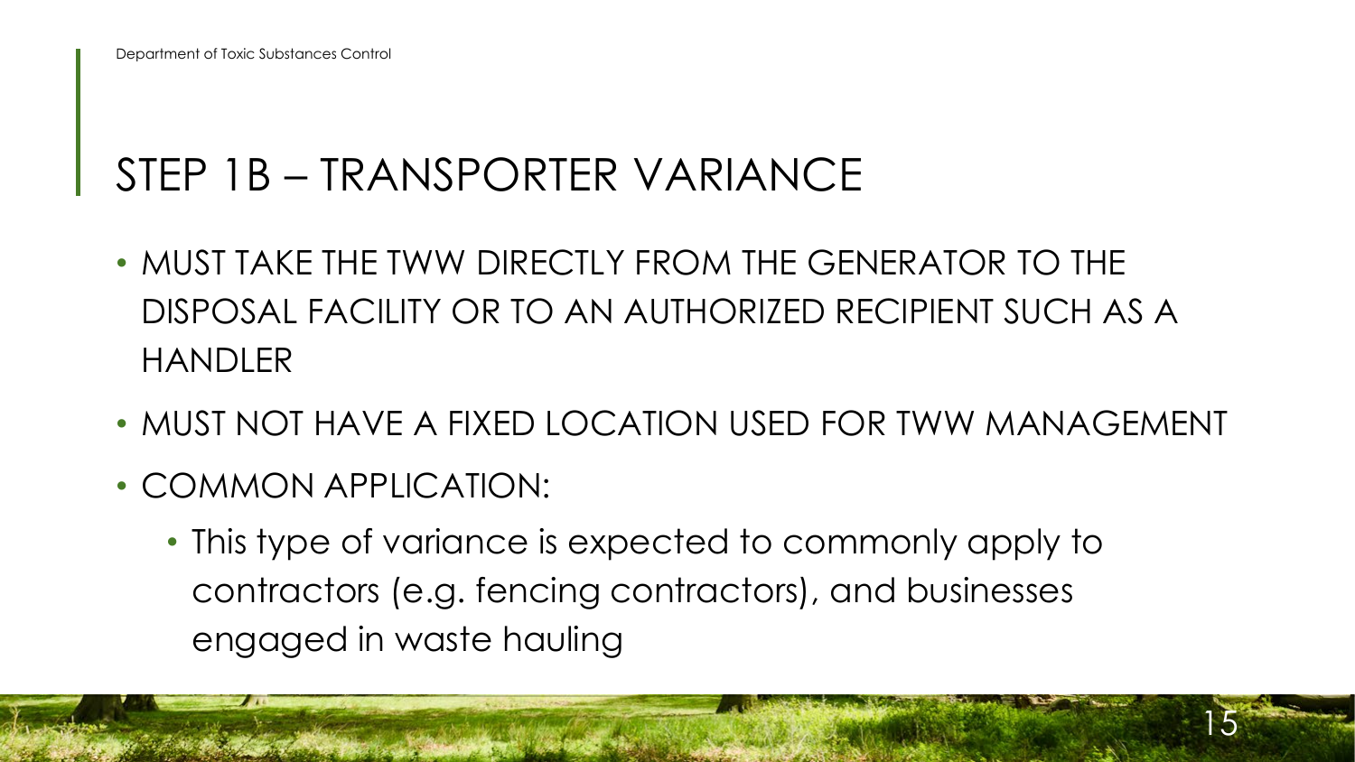## STEP 1B – TRANSPORTER VARIANCE

- MUST TAKE THE TWW DIRECTLY FROM THE GENERATOR TO THE DISPOSAL FACILITY OR TO AN AUTHORIZED RECIPIENT SUCH AS A HANDLER
- MUST NOT HAVE A FIXED LOCATION USED FOR TWW MANAGEMENT
- COMMON APPLICATION:
  - This type of variance is expected to commonly apply to contractors (e.g. fencing contractors), and businesses engaged in waste hauling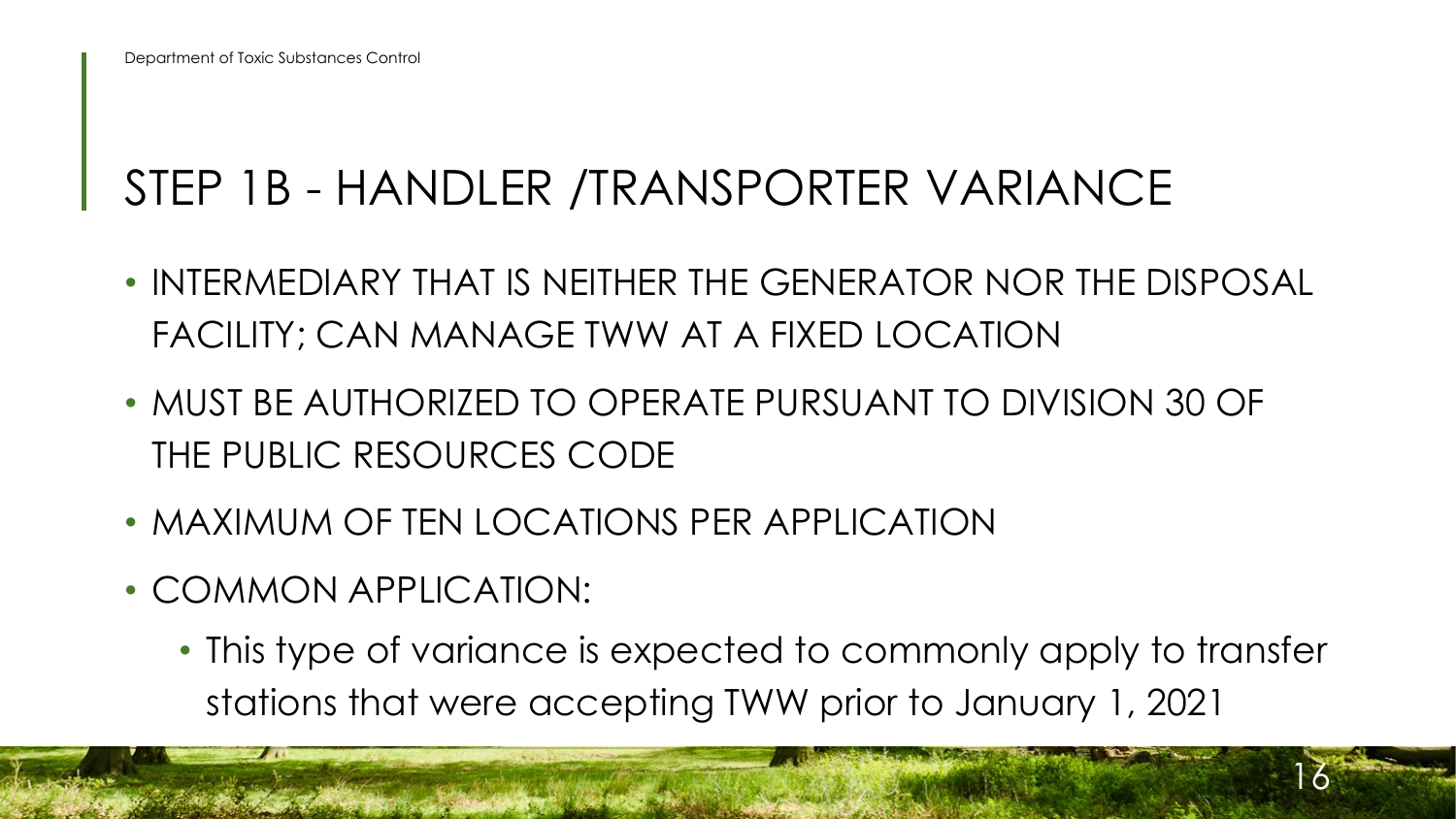# STEP 1B - HANDLER /TRANSPORTER VARIANCE

- INTERMEDIARY THAT IS NEITHER THE GENERATOR NOR THE DISPOSAL FACILITY; CAN MANAGE TWW AT A FIXED LOCATION
- MUST BE AUTHORIZED TO OPERATE PURSUANT TO DIVISION 30 OF THE PUBLIC RESOURCES CODE
- MAXIMUM OF TEN LOCATIONS PER APPLICATION
- COMMON APPLICATION:
  - This type of variance is expected to commonly apply to transfer stations that were accepting TWW prior to January 1, 2021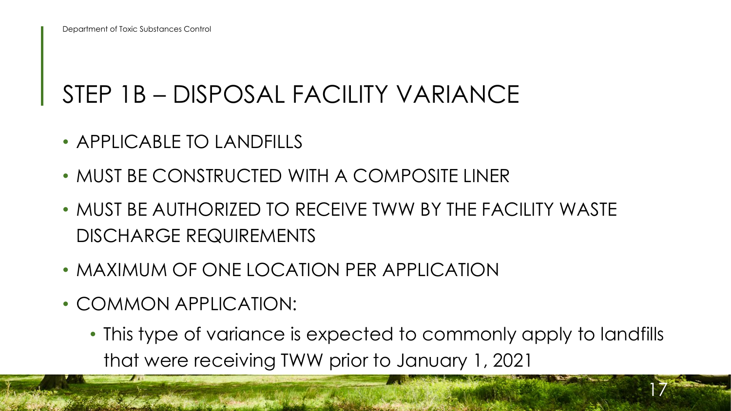# STEP 1B – DISPOSAL FACILITY VARIANCE

- APPLICABLE TO LANDFILLS
- MUST BE CONSTRUCTED WITH A COMPOSITE LINER
- MUST BE AUTHORIZED TO RECEIVE TWW BY THE FACILITY WASTE DISCHARGE REQUIREMENTS
- MAXIMUM OF ONE LOCATION PER APPLICATION
- COMMON APPLICATION:
  - This type of variance is expected to commonly apply to landfills that were receiving TWW prior to January 1, 2021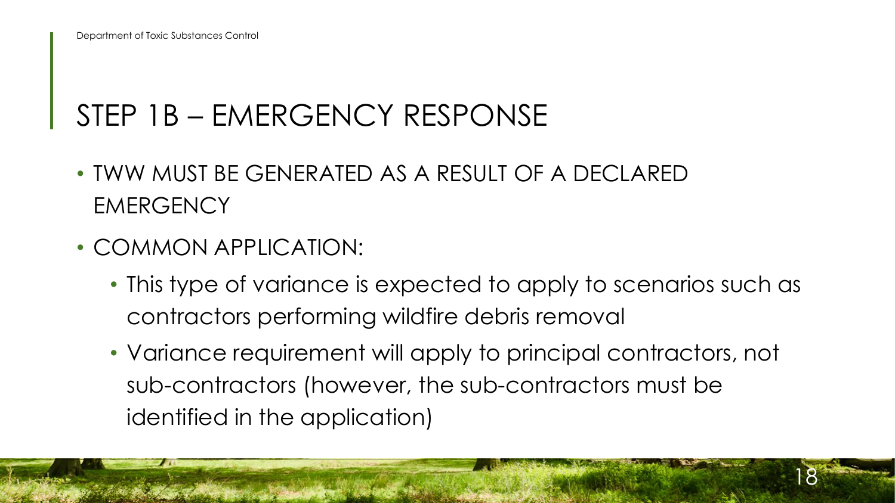# STEP 1B – EMERGENCY RESPONSE

- TWW MUST BE GENERATED AS A RESULT OF A DECLARED EMERGENCY
- COMMON APPLICATION:
  - This type of variance is expected to apply to scenarios such as contractors performing wildfire debris removal
  - Variance requirement will apply to principal contractors, not sub-contractors (however, the sub-contractors must be identified in the application)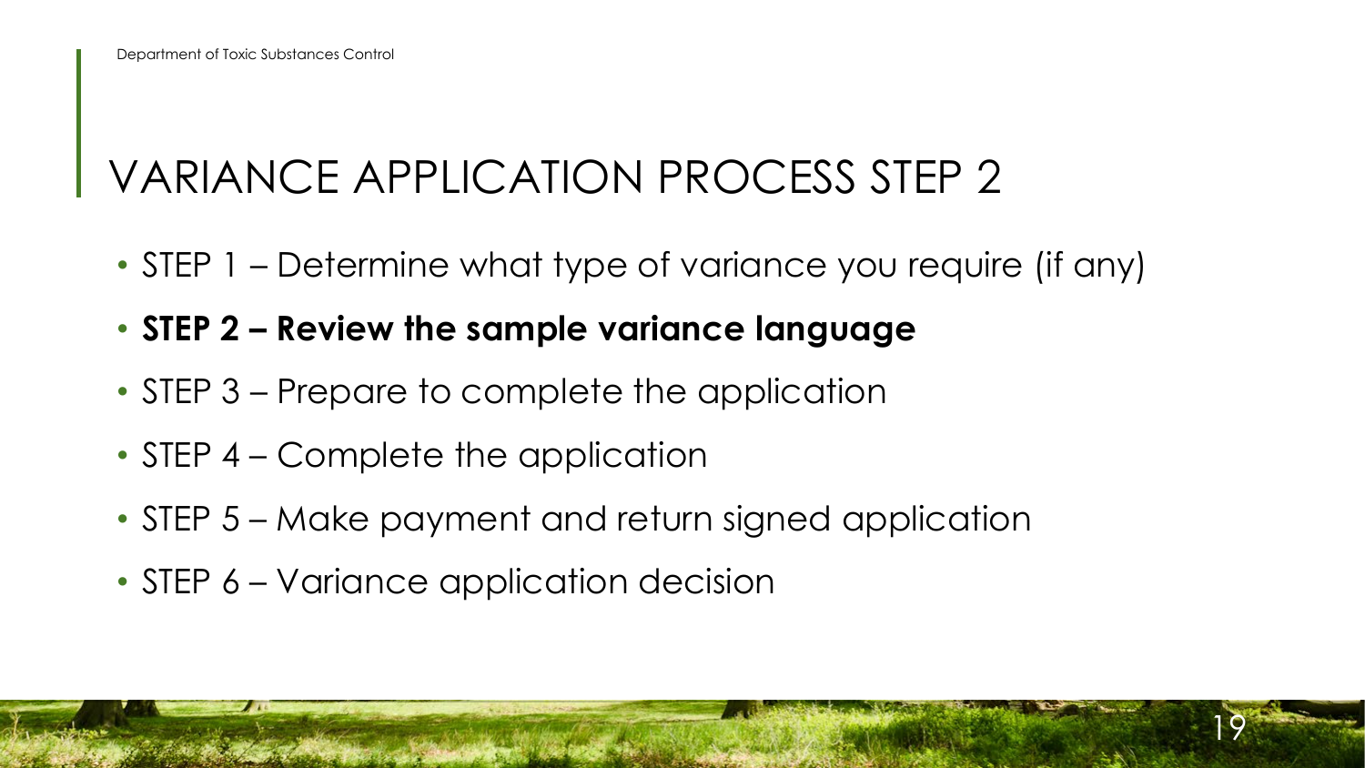# VARIANCE APPLICATION PROCESS STEP 2

- STEP 1 – Determine what type of variance you require (if any)
- **STEP 2 – Review the sample variance language**
- STEP 3 – Prepare to complete the application
- STEP 4 – Complete the application
- STEP 5 – Make payment and return signed application
- STEP 6 – Variance application decision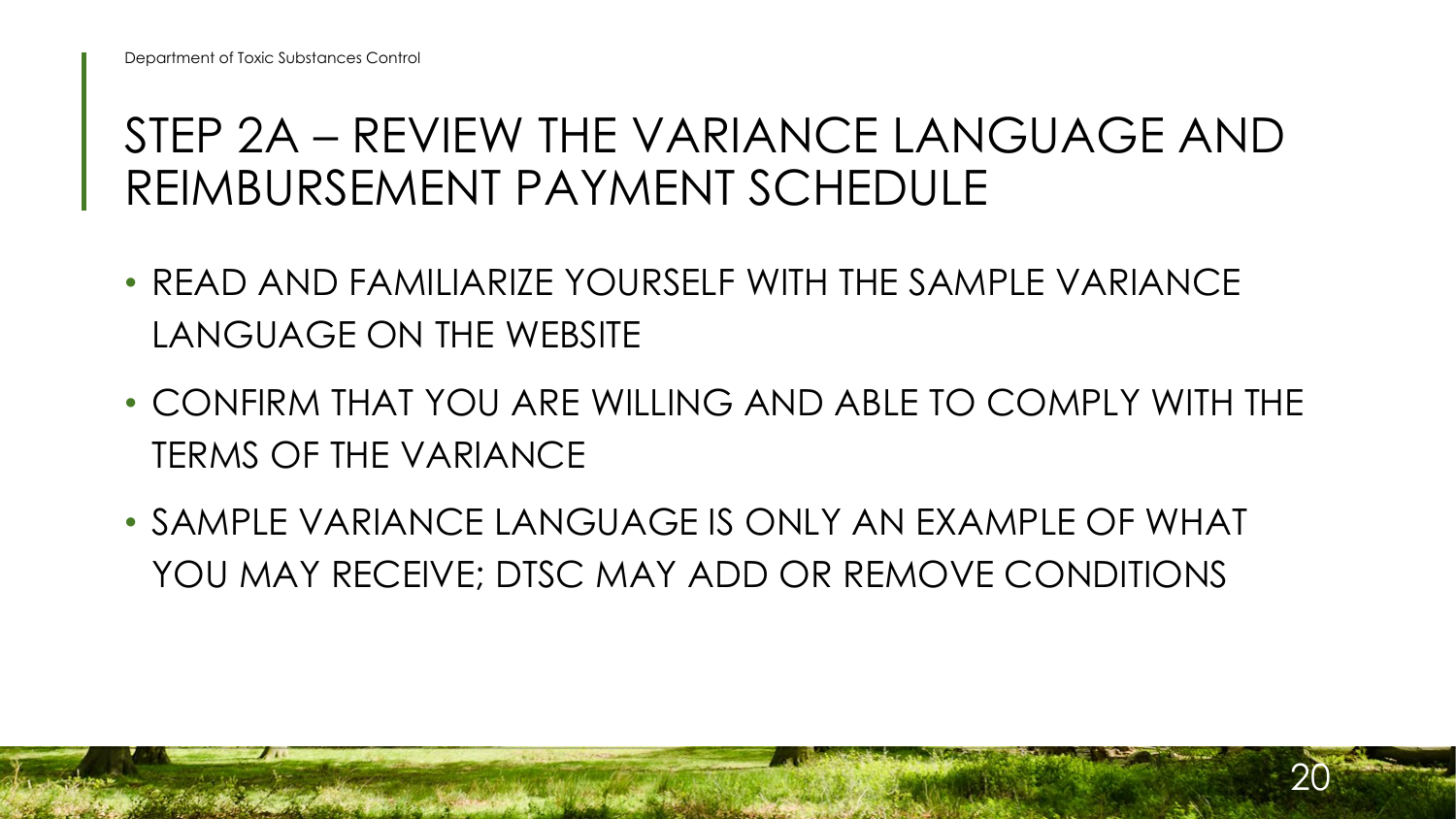# STEP 2A – REVIEW THE VARIANCE LANGUAGE AND REIMBURSEMENT PAYMENT SCHEDULE

- READ AND FAMILIARIZE YOURSELF WITH THE SAMPLE VARIANCE LANGUAGE ON THE WEBSITE
- CONFIRM THAT YOU ARE WILLING AND ABLE TO COMPLY WITH THE TERMS OF THE VARIANCE
- SAMPLE VARIANCE LANGUAGE IS ONLY AN EXAMPLE OF WHAT YOU MAY RECEIVE; DTSC MAY ADD OR REMOVE CONDITIONS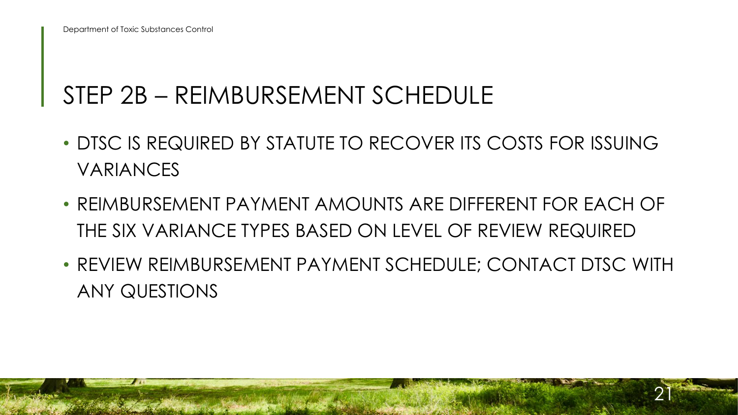## STEP 2B – REIMBURSEMENT SCHEDULE

- DTSC IS REQUIRED BY STATUTE TO RECOVER ITS COSTS FOR ISSUING VARIANCES
- REIMBURSEMENT PAYMENT AMOUNTS ARE DIFFERENT FOR EACH OF THE SIX VARIANCE TYPES BASED ON LEVEL OF REVIEW REQUIRED
- REVIEW REIMBURSEMENT PAYMENT SCHEDULE; CONTACT DTSC WITH ANY QUESTIONS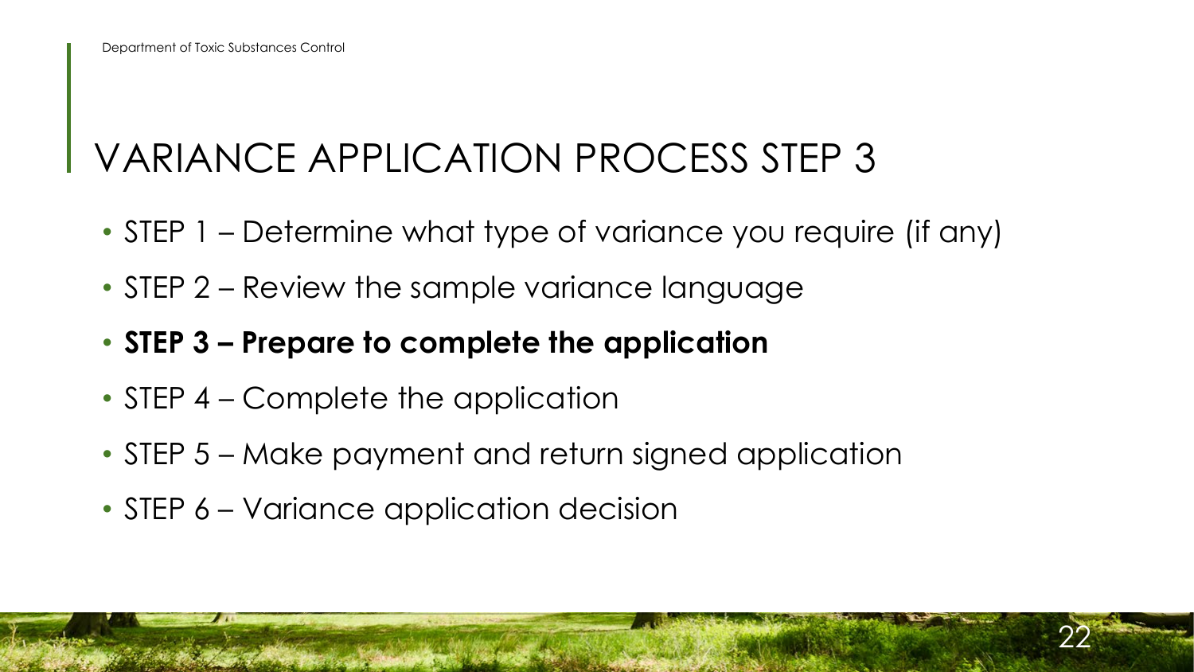# VARIANCE APPLICATION PROCESS STEP 3

- STEP 1 – Determine what type of variance you require (if any)
- STEP 2 – Review the sample variance language
- **STEP 3 – Prepare to complete the application**
- STEP 4 – Complete the application
- STEP 5 – Make payment and return signed application
- STEP 6 – Variance application decision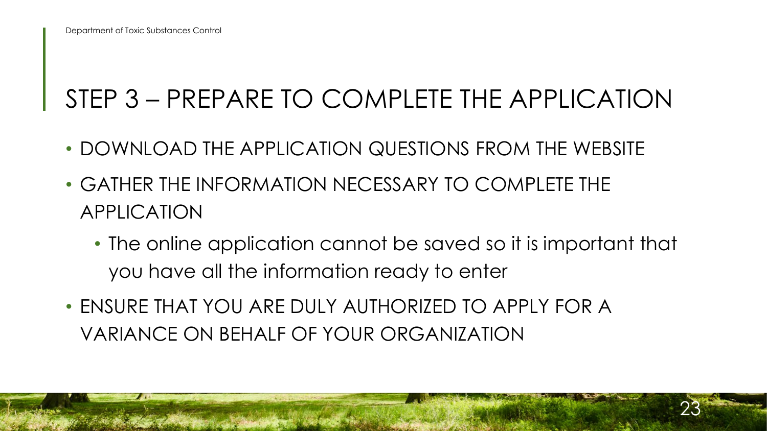# STEP 3 – PREPARE TO COMPLETE THE APPLICATION

- DOWNLOAD THE APPLICATION QUESTIONS FROM THE WEBSITE
- GATHER THE INFORMATION NECESSARY TO COMPLETE THE APPLICATION
  - The online application cannot be saved so it is important that you have all the information ready to enter
- ENSURE THAT YOU ARE DULY AUTHORIZED TO APPLY FOR A VARIANCE ON BEHALF OF YOUR ORGANIZATION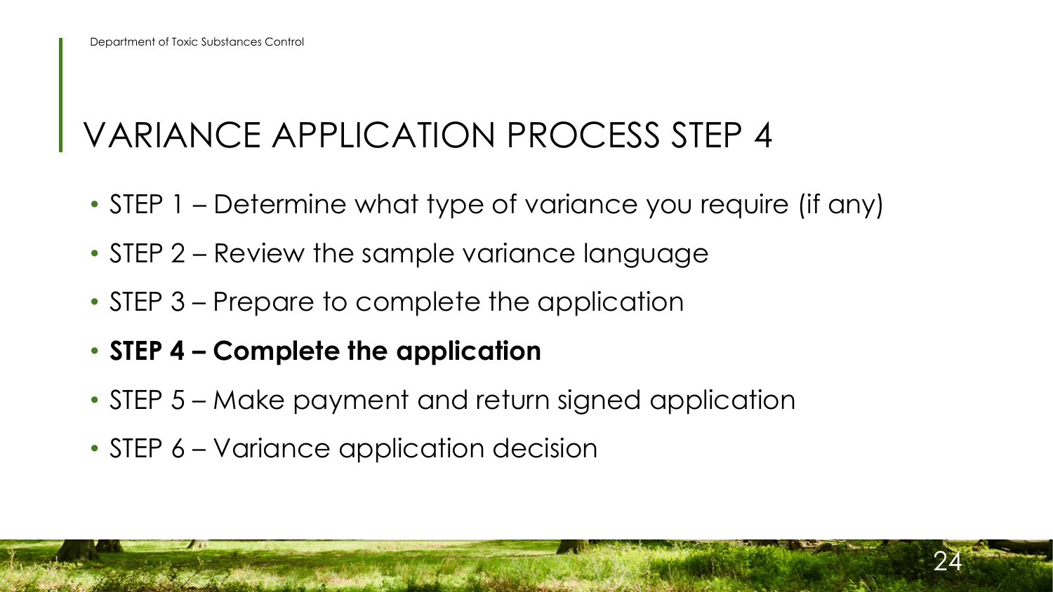# VARIANCE APPLICATION PROCESS STEP 4

- STEP 1 – Determine what type of variance you require (if any)
- STEP 2 – Review the sample variance language
- STEP 3 – Prepare to complete the application
- **STEP 4 – Complete the application**
- STEP 5 – Make payment and return signed application
- STEP 6 – Variance application decision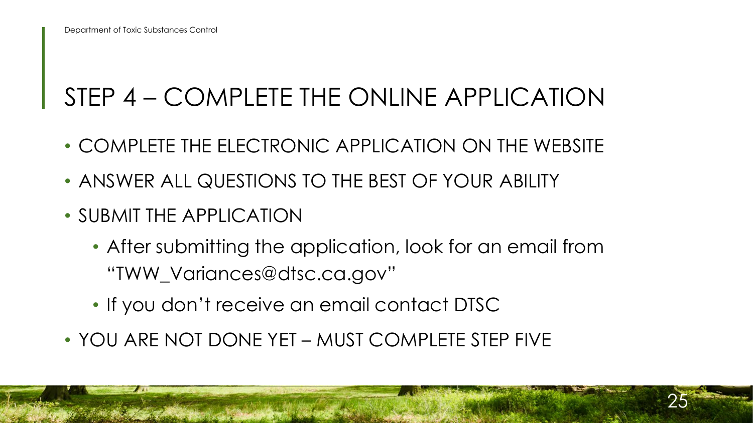# STEP 4 – COMPLETE THE ONLINE APPLICATION

- COMPLETE THE ELECTRONIC APPLICATION ON THE WEBSITE
- ANSWER ALL QUESTIONS TO THE BEST OF YOUR ABILITY
- SUBMIT THE APPLICATION
  - After submitting the application, look for an email from "TWW_Variances@dtsc.ca.gov"
  - If you don't receive an email contact DTSC
- YOU ARE NOT DONE YET – MUST COMPLETE STEP FIVE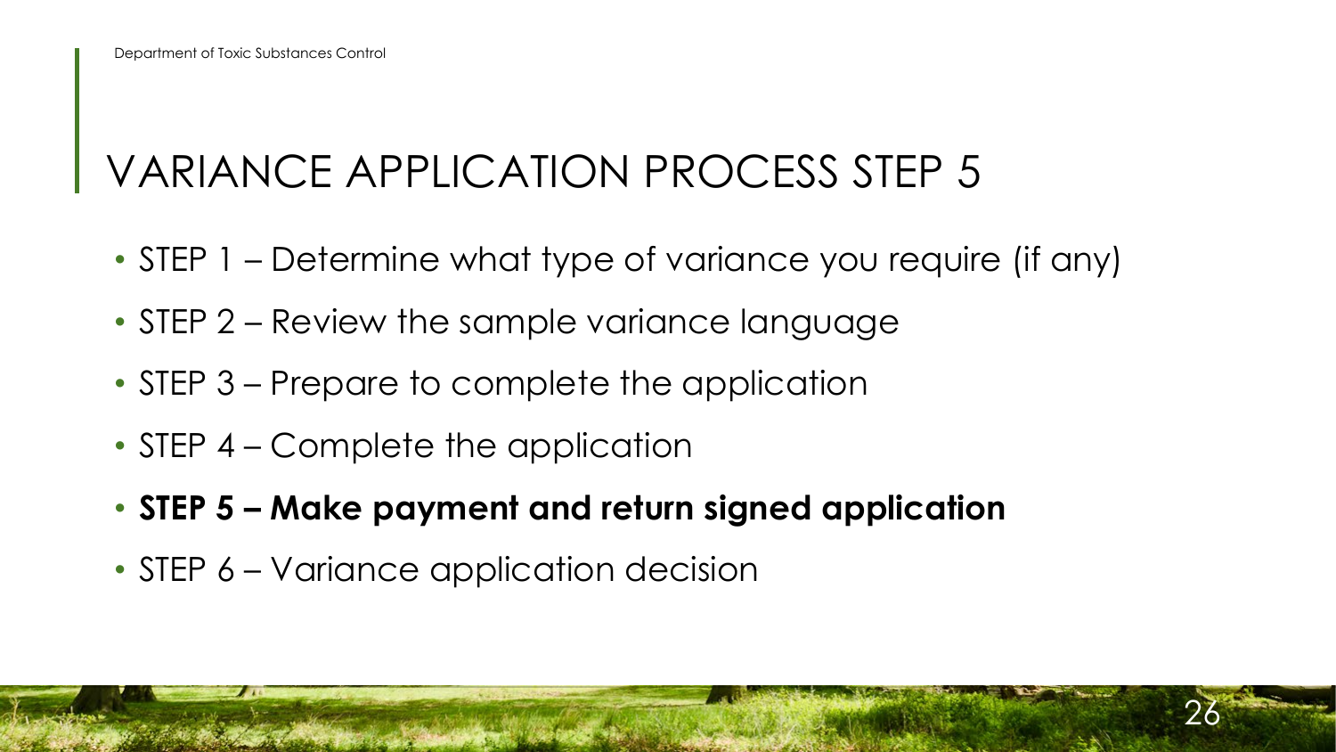# VARIANCE APPLICATION PROCESS STEP 5

- STEP 1 – Determine what type of variance you require (if any)
- STEP 2 – Review the sample variance language
- STEP 3 – Prepare to complete the application
- STEP 4 – Complete the application
- **STEP 5 – Make payment and return signed application**
- STEP 6 – Variance application decision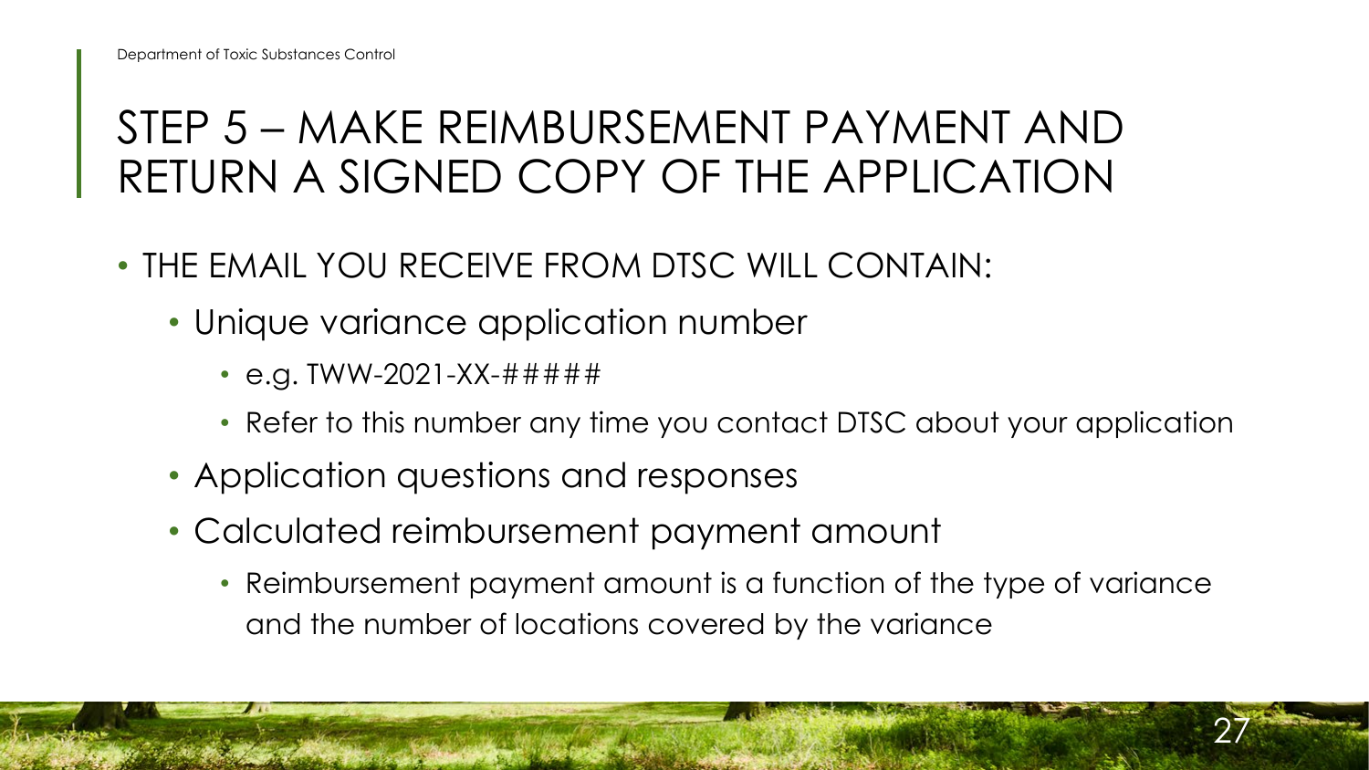# STEP 5 – MAKE REIMBURSEMENT PAYMENT AND RETURN A SIGNED COPY OF THE APPLICATION

- THE EMAIL YOU RECEIVE FROM DTSC WILL CONTAIN:
  - Unique variance application number
    - e.g. TWW-2021-XX-#####
    - Refer to this number any time you contact DTSC about your application
  - Application questions and responses
  - Calculated reimbursement payment amount
    - Reimbursement payment amount is a function of the type of variance and the number of locations covered by the variance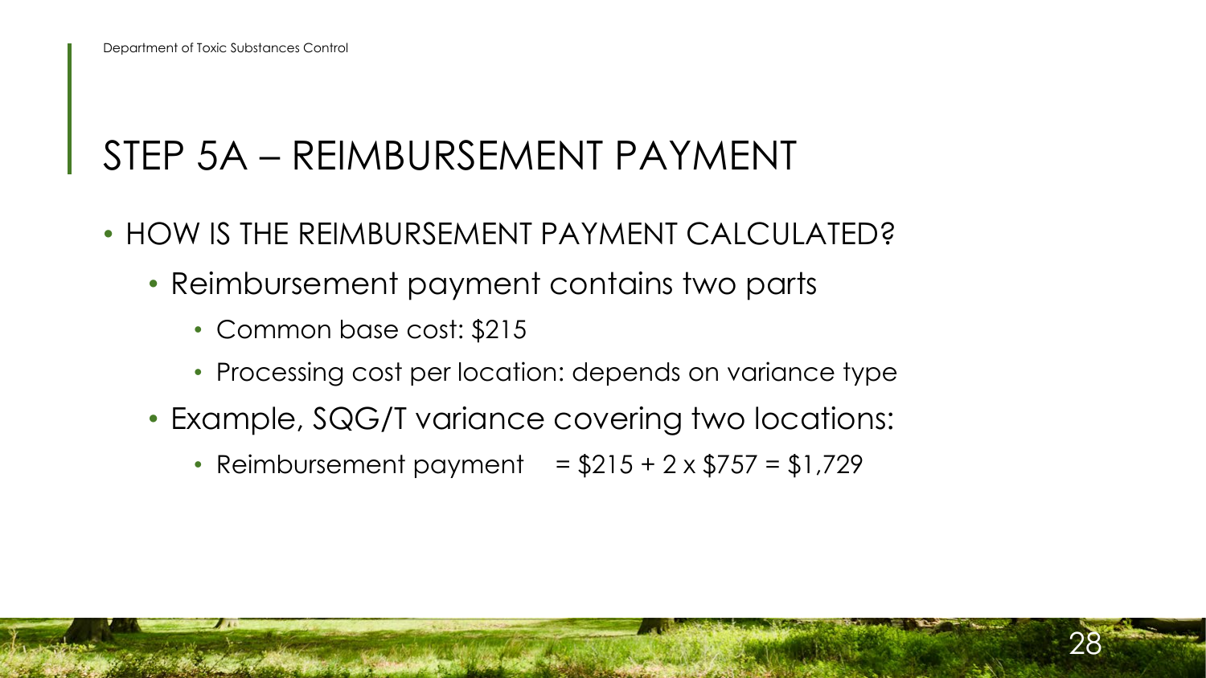# STEP 5A – REIMBURSEMENT PAYMENT

- HOW IS THE REIMBURSEMENT PAYMENT CALCULATED?
  - Reimbursement payment contains two parts
    - Common base cost: $215
    - Processing cost per location: depends on variance type
  - Example, SQG/T variance covering two locations:
    - Reimbursement payment = $215 + 2 x $757 = $1,729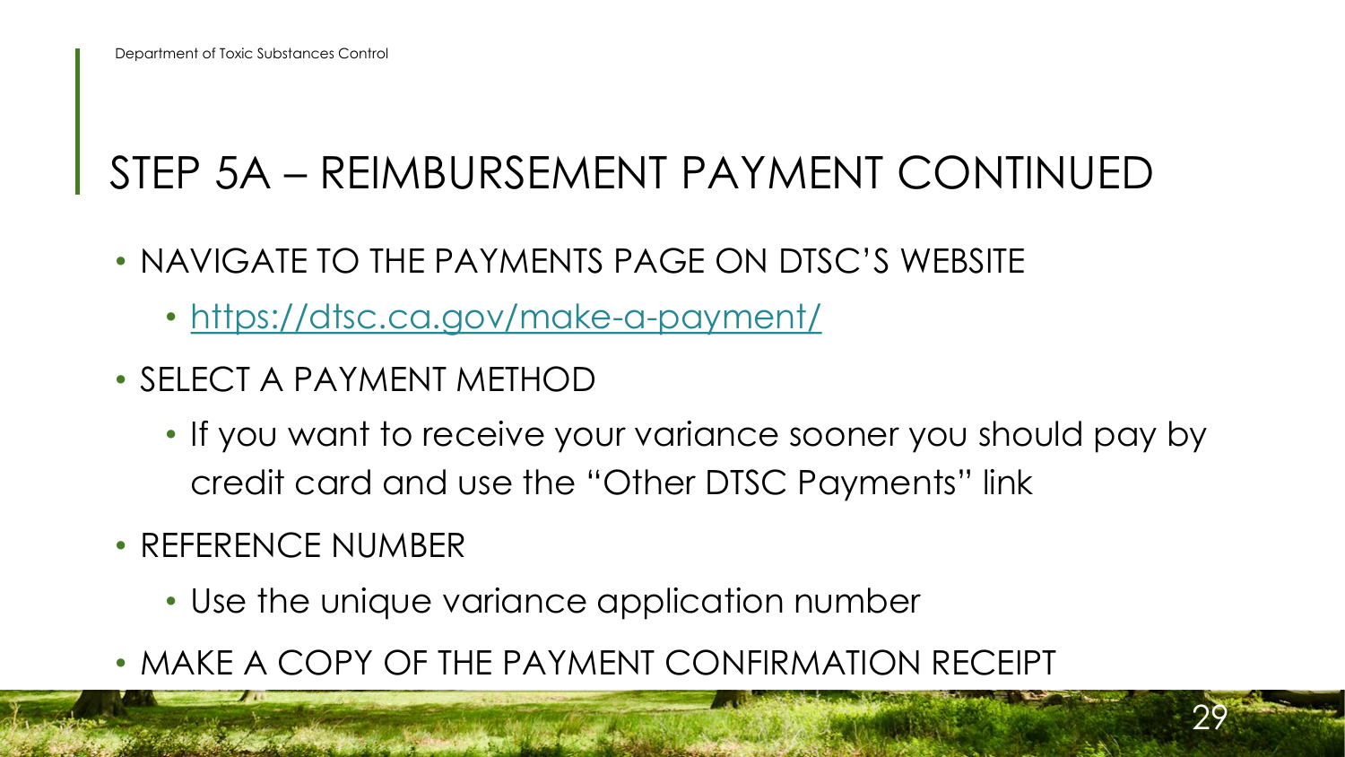# STEP 5A – REIMBURSEMENT PAYMENT CONTINUED

- NAVIGATE TO THE PAYMENTS PAGE ON DTSC'S WEBSITE
  - https://dtsc.ca.gov/make-a-payment/
- SELECT A PAYMENT METHOD
  - If you want to receive your variance sooner you should pay by credit card and use the "Other DTSC Payments" link
- REFERENCE NUMBER
  - Use the unique variance application number
- MAKE A COPY OF THE PAYMENT CONFIRMATION RECEIPT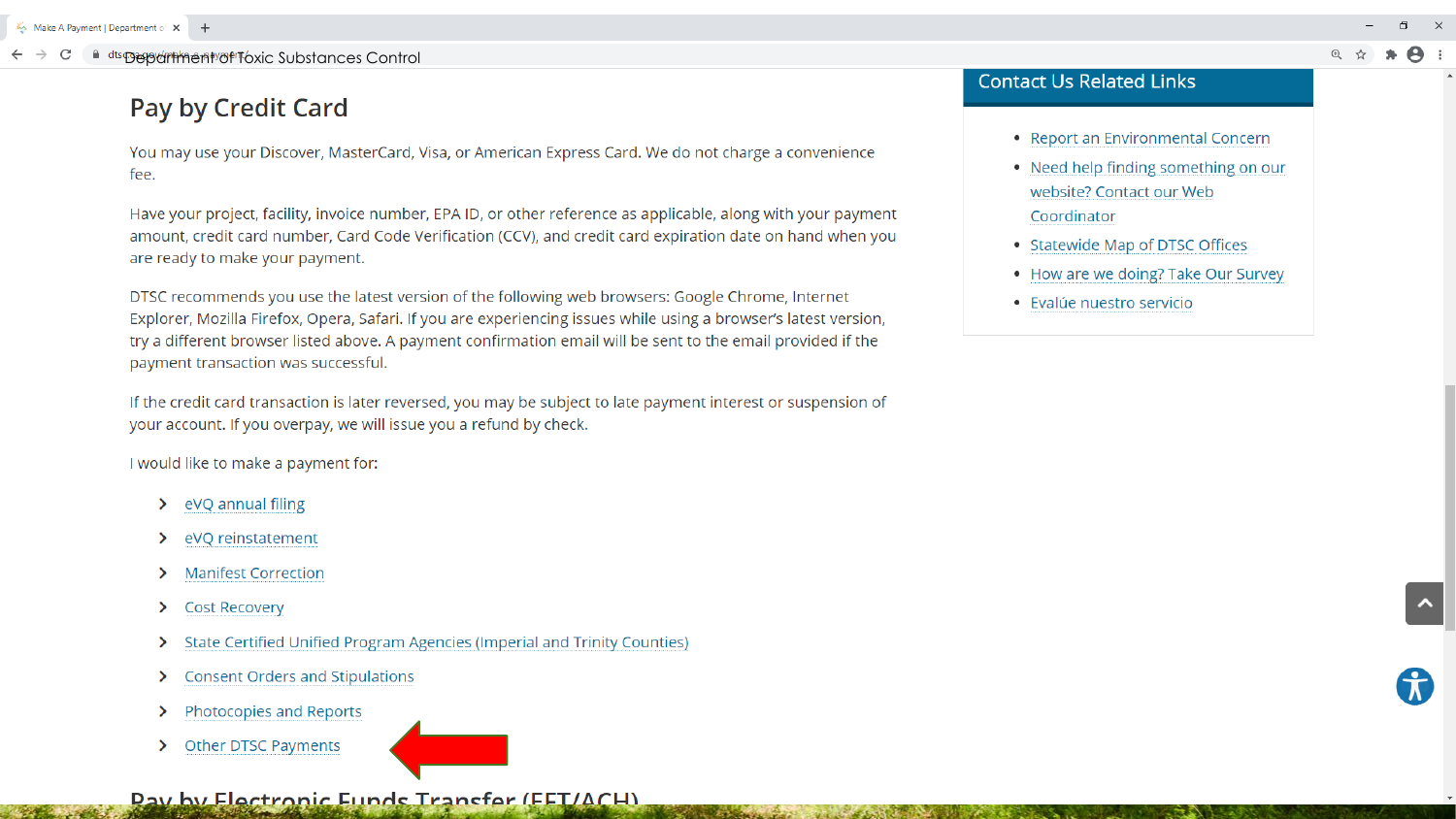## Pay by Credit Card

You may use your Discover, MasterCard, Visa, or American Express Card. We do not charge a convenience fee.

Have your project, facility, invoice number, EPA ID, or other reference as applicable, along with your payment amount, credit card number, Card Code Verification (CCV), and credit card expiration date on hand when you are ready to make your payment.

DTSC recommends you use the latest version of the following web browsers: Google Chrome, Internet Explorer, Mozilla Firefox, Opera, Safari. If you are experiencing issues while using a browser's latest version, try a different browser listed above. A payment confirmation email will be sent to the email provided if the payment transaction was successful.

If the credit card transaction is later reversed, you may be subject to late payment interest or suspension of your account. If you overpay, we will issue you a refund by check.

I would like to make a payment for:

- eVQ annual filing
- eVQ reinstatement
- Manifest Correction
- Cost Recovery
- State Certified Unified Program Agencies (Imperial and Trinity Counties)
- Consent Orders and Stipulations
- Photocopies and Reports
- Other DTSC Payments

## Pay by Electronic Funds Transfer (EFT/ACH)

### Contact Us Related Links

- Report an Environmental Concern
- Need help finding something on our website? Contact our Web Coordinator
- Statewide Map of DTSC Offices
- How are we doing? Take Our Survey
- Evalúe nuestro servicio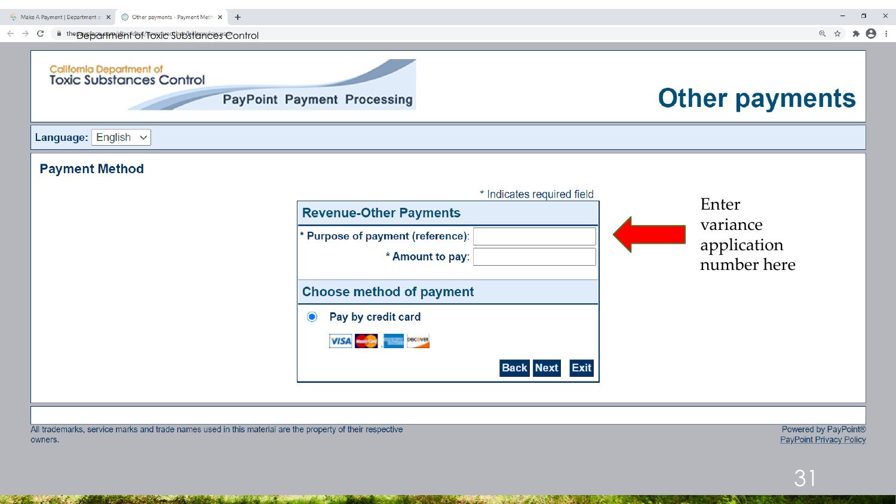Department of Toxic Substances Control

California Department of Toxic Substances Control

PayPoint Payment Processing

# Other payments

**Language:** English

## Payment Method

\* Indicates required field

### Revenue-Other Payments

\* **Purpose of payment (reference):**

\* **Amount to pay:**

### Choose method of payment

**Pay by credit card**

Back Next Exit

Enter variance application number here

All trademarks, service marks and trade names used in this material are the property of their respective owners.

Powered by PayPoint®
PayPoint Privacy Policy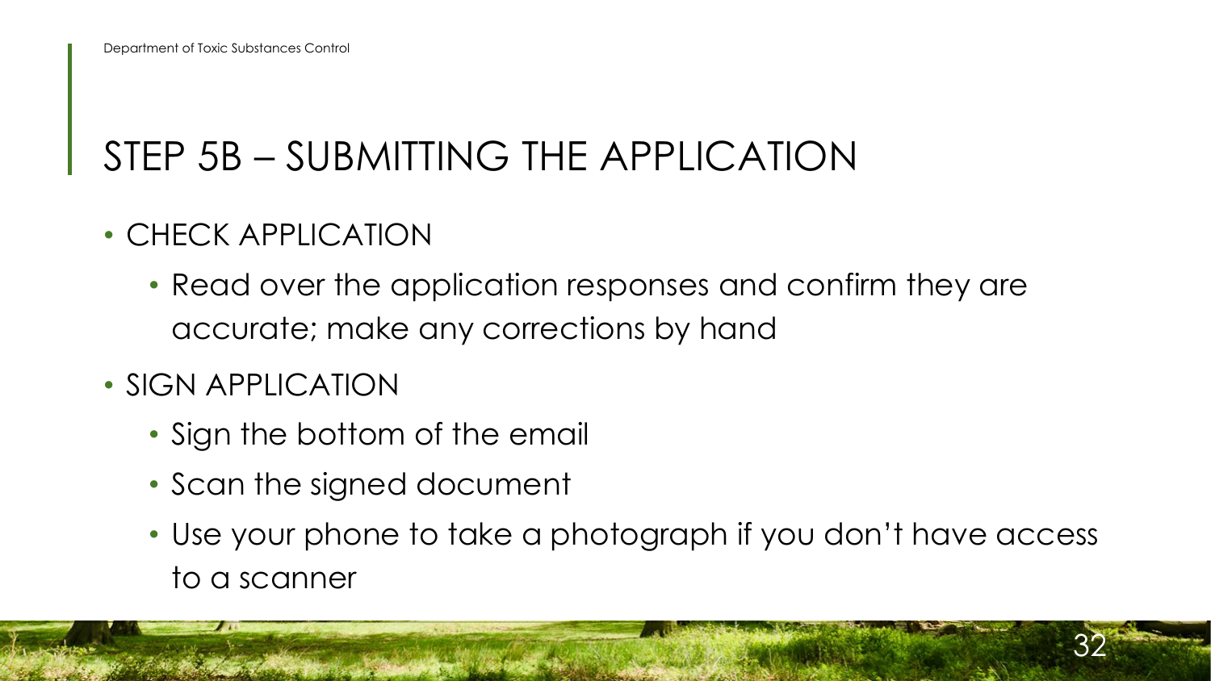## STEP 5B – SUBMITTING THE APPLICATION

- CHECK APPLICATION
  - Read over the application responses and confirm they are accurate; make any corrections by hand
- SIGN APPLICATION
  - Sign the bottom of the email
  - Scan the signed document
  - Use your phone to take a photograph if you don't have access to a scanner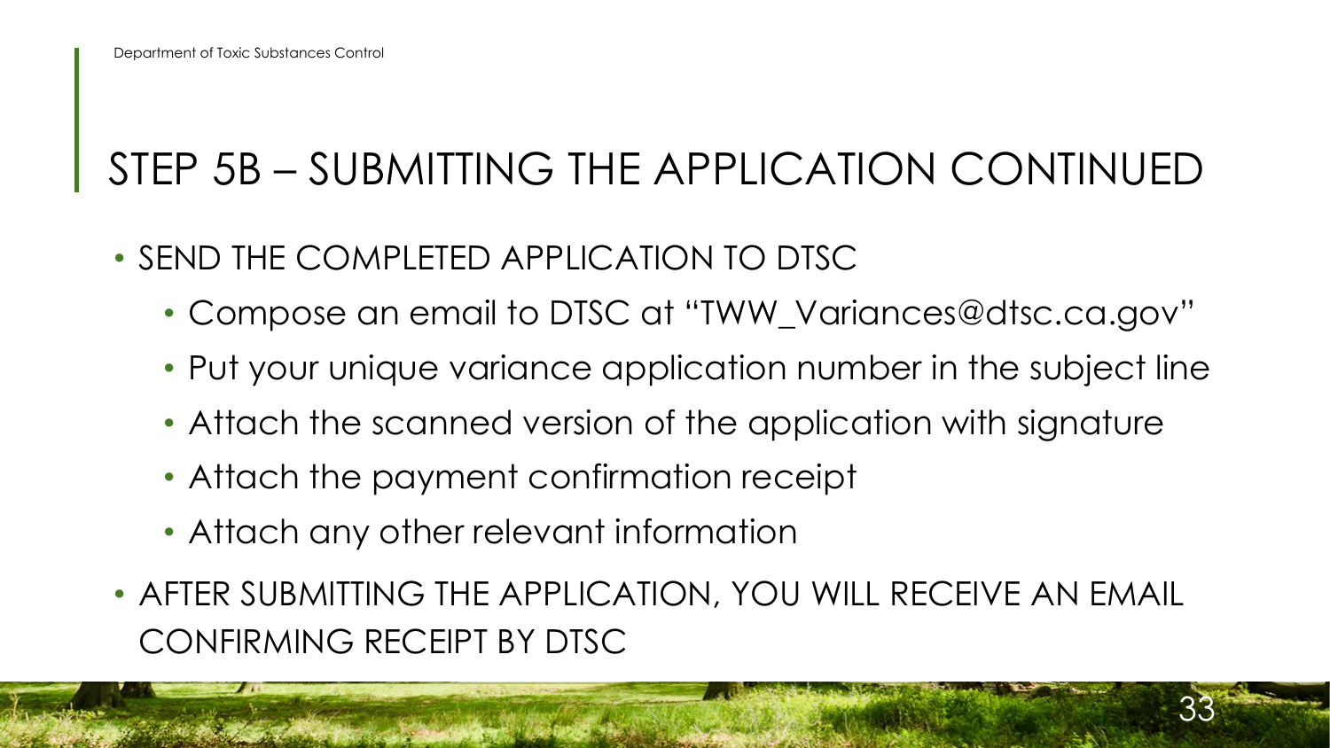# STEP 5B – SUBMITTING THE APPLICATION CONTINUED

- SEND THE COMPLETED APPLICATION TO DTSC
  - Compose an email to DTSC at "TWW_Variances@dtsc.ca.gov"
  - Put your unique variance application number in the subject line
  - Attach the scanned version of the application with signature
  - Attach the payment confirmation receipt
  - Attach any other relevant information
- AFTER SUBMITTING THE APPLICATION, YOU WILL RECEIVE AN EMAIL CONFIRMING RECEIPT BY DTSC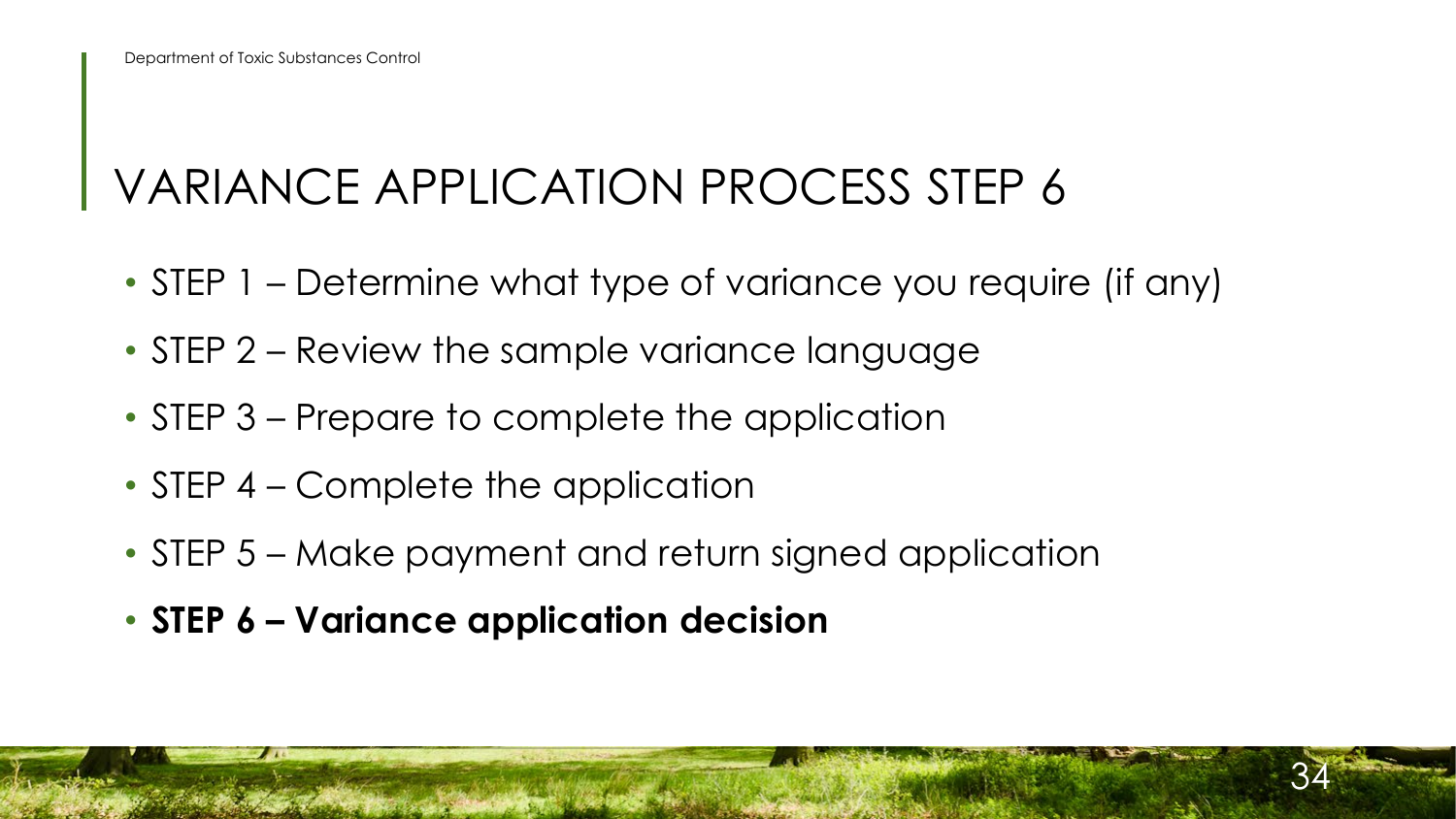# VARIANCE APPLICATION PROCESS STEP 6

- STEP 1 – Determine what type of variance you require (if any)
- STEP 2 – Review the sample variance language
- STEP 3 – Prepare to complete the application
- STEP 4 – Complete the application
- STEP 5 – Make payment and return signed application
- **STEP 6 – Variance application decision**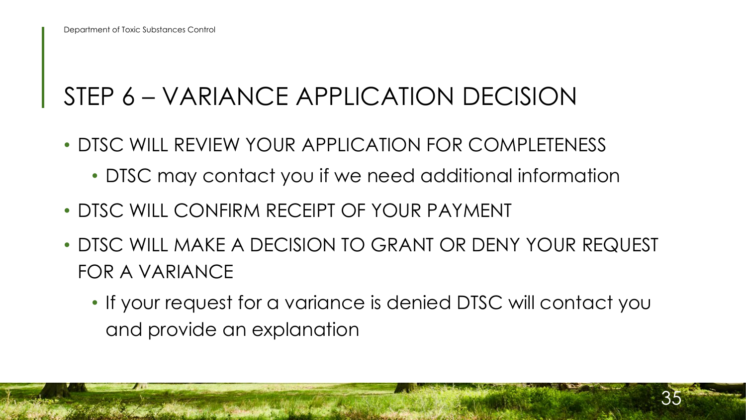## STEP 6 – VARIANCE APPLICATION DECISION

- DTSC WILL REVIEW YOUR APPLICATION FOR COMPLETENESS
  - DTSC may contact you if we need additional information
- DTSC WILL CONFIRM RECEIPT OF YOUR PAYMENT
- DTSC WILL MAKE A DECISION TO GRANT OR DENY YOUR REQUEST FOR A VARIANCE
  - If your request for a variance is denied DTSC will contact you and provide an explanation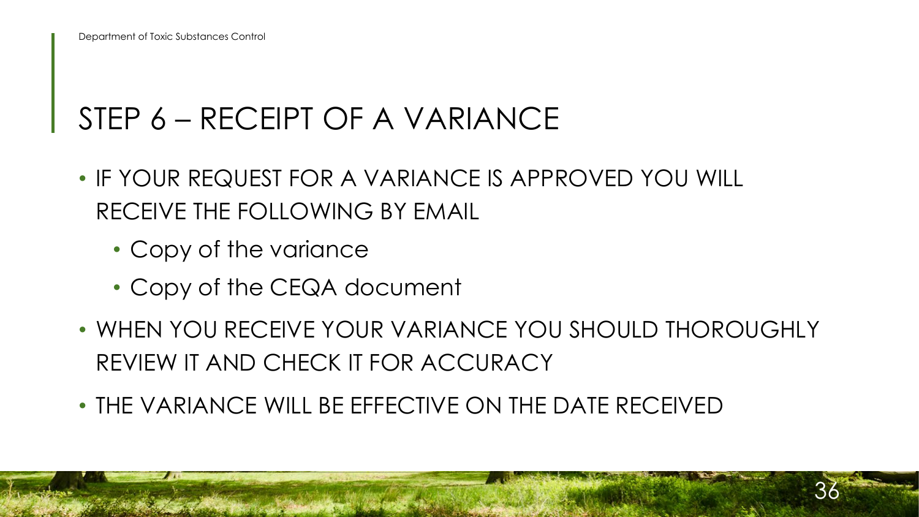## STEP 6 – RECEIPT OF A VARIANCE

- IF YOUR REQUEST FOR A VARIANCE IS APPROVED YOU WILL RECEIVE THE FOLLOWING BY EMAIL
  - Copy of the variance
  - Copy of the CEQA document
- WHEN YOU RECEIVE YOUR VARIANCE YOU SHOULD THOROUGHLY REVIEW IT AND CHECK IT FOR ACCURACY
- THE VARIANCE WILL BE EFFECTIVE ON THE DATE RECEIVED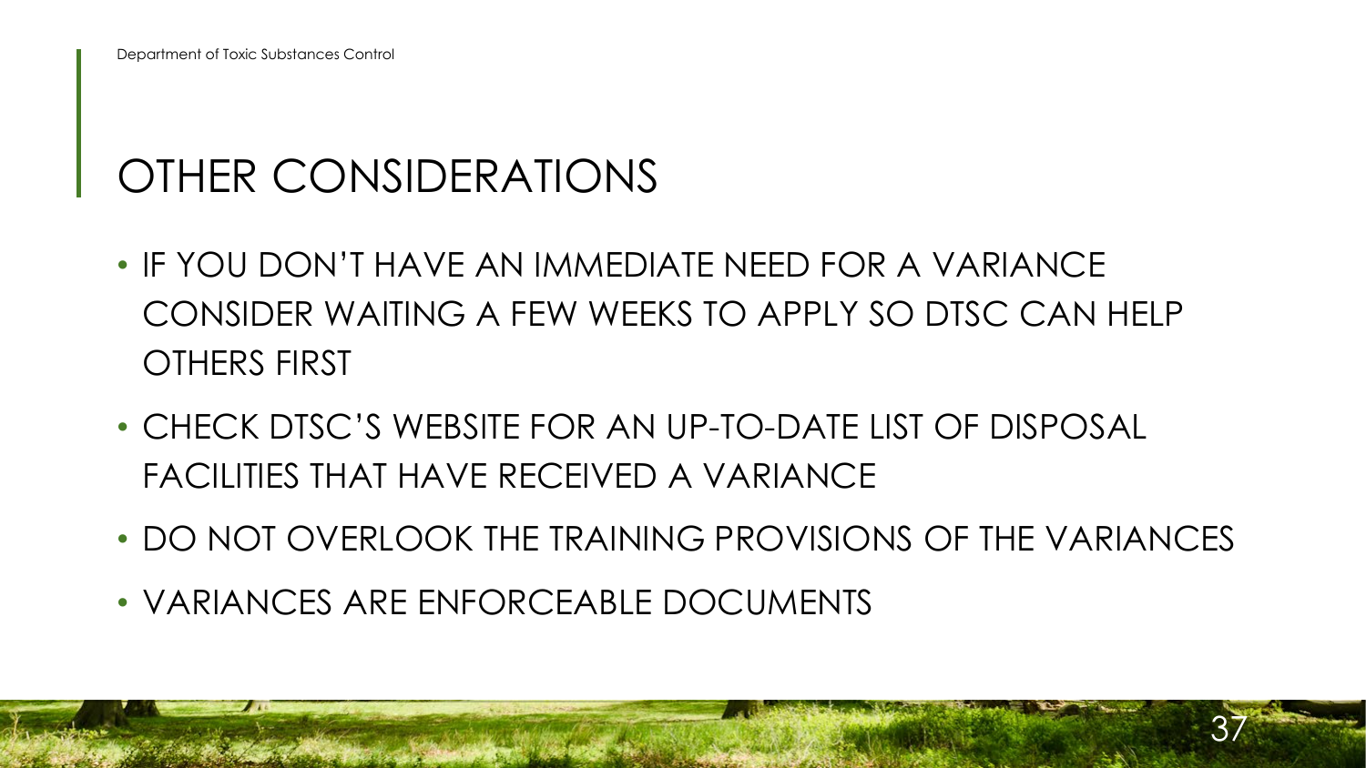# OTHER CONSIDERATIONS

- IF YOU DON'T HAVE AN IMMEDIATE NEED FOR A VARIANCE CONSIDER WAITING A FEW WEEKS TO APPLY SO DTSC CAN HELP OTHERS FIRST
- CHECK DTSC'S WEBSITE FOR AN UP-TO-DATE LIST OF DISPOSAL FACILITIES THAT HAVE RECEIVED A VARIANCE
- DO NOT OVERLOOK THE TRAINING PROVISIONS OF THE VARIANCES
- VARIANCES ARE ENFORCEABLE DOCUMENTS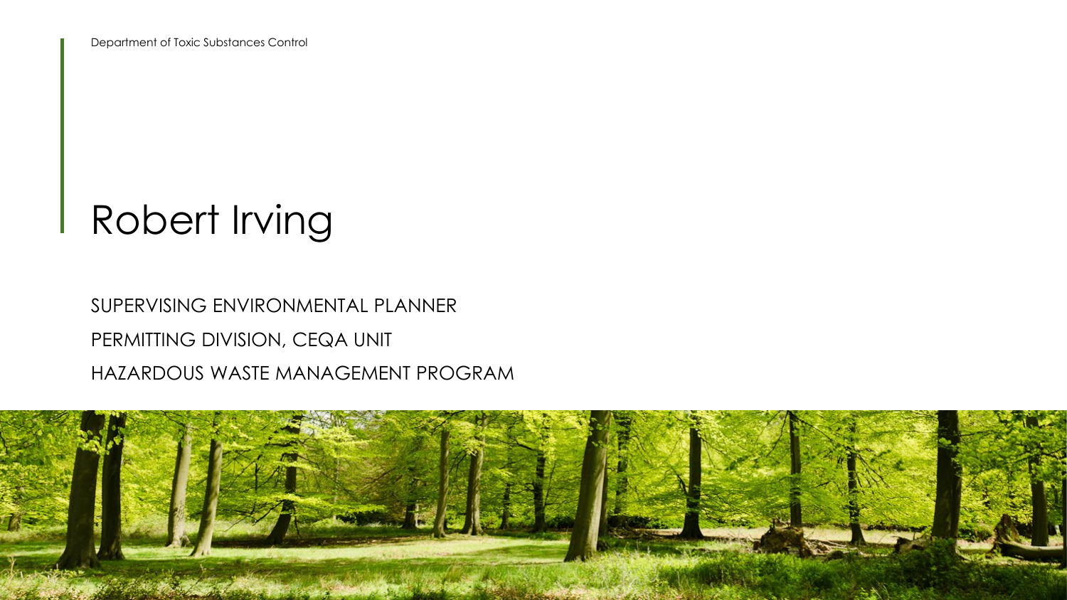Department of Toxic Substances Control

# Robert Irving

SUPERVISING ENVIRONMENTAL PLANNER

PERMITTING DIVISION, CEQA UNIT

HAZARDOUS WASTE MANAGEMENT PROGRAM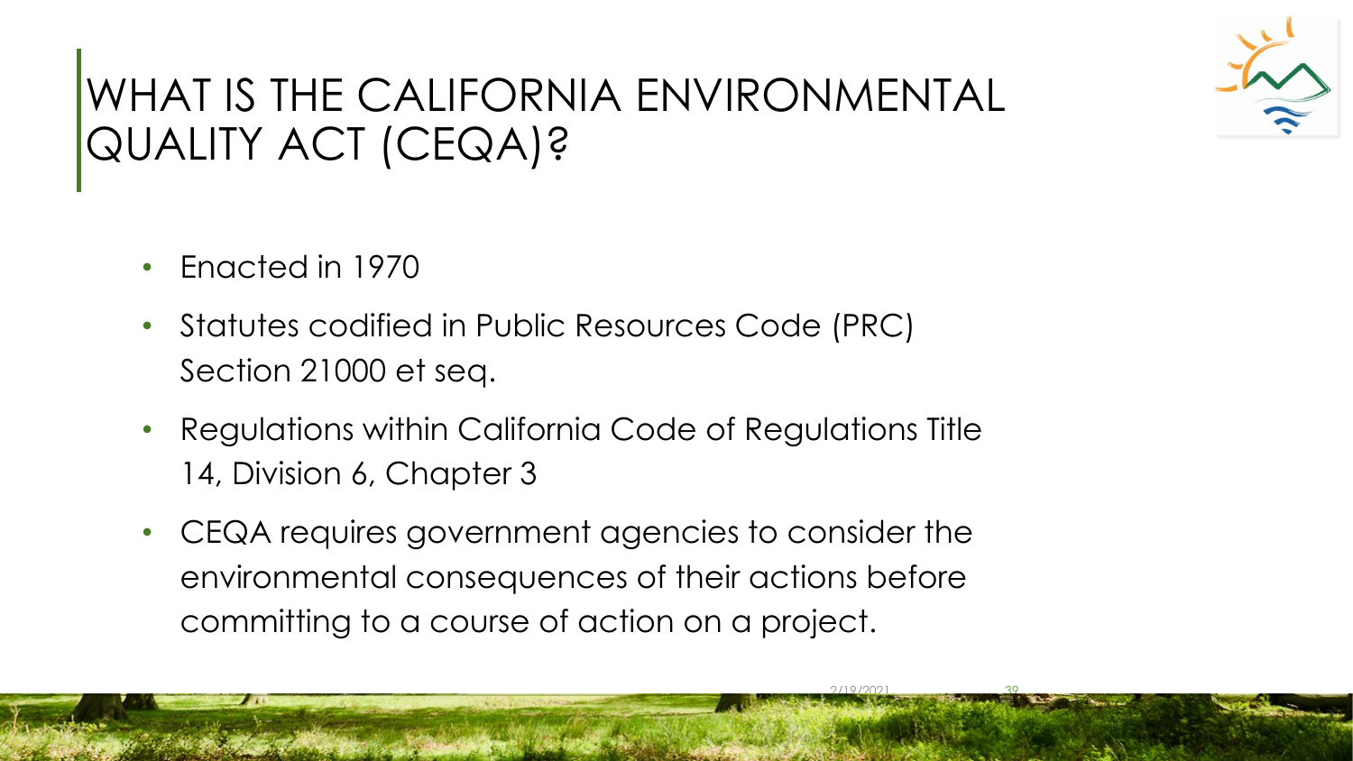# WHAT IS THE CALIFORNIA ENVIRONMENTAL QUALITY ACT (CEQA)?

- Enacted in 1970
- Statutes codified in Public Resources Code (PRC) Section 21000 et seq.
- Regulations within California Code of Regulations Title 14, Division 6, Chapter 3
- CEQA requires government agencies to consider the environmental consequences of their actions before committing to a course of action on a project.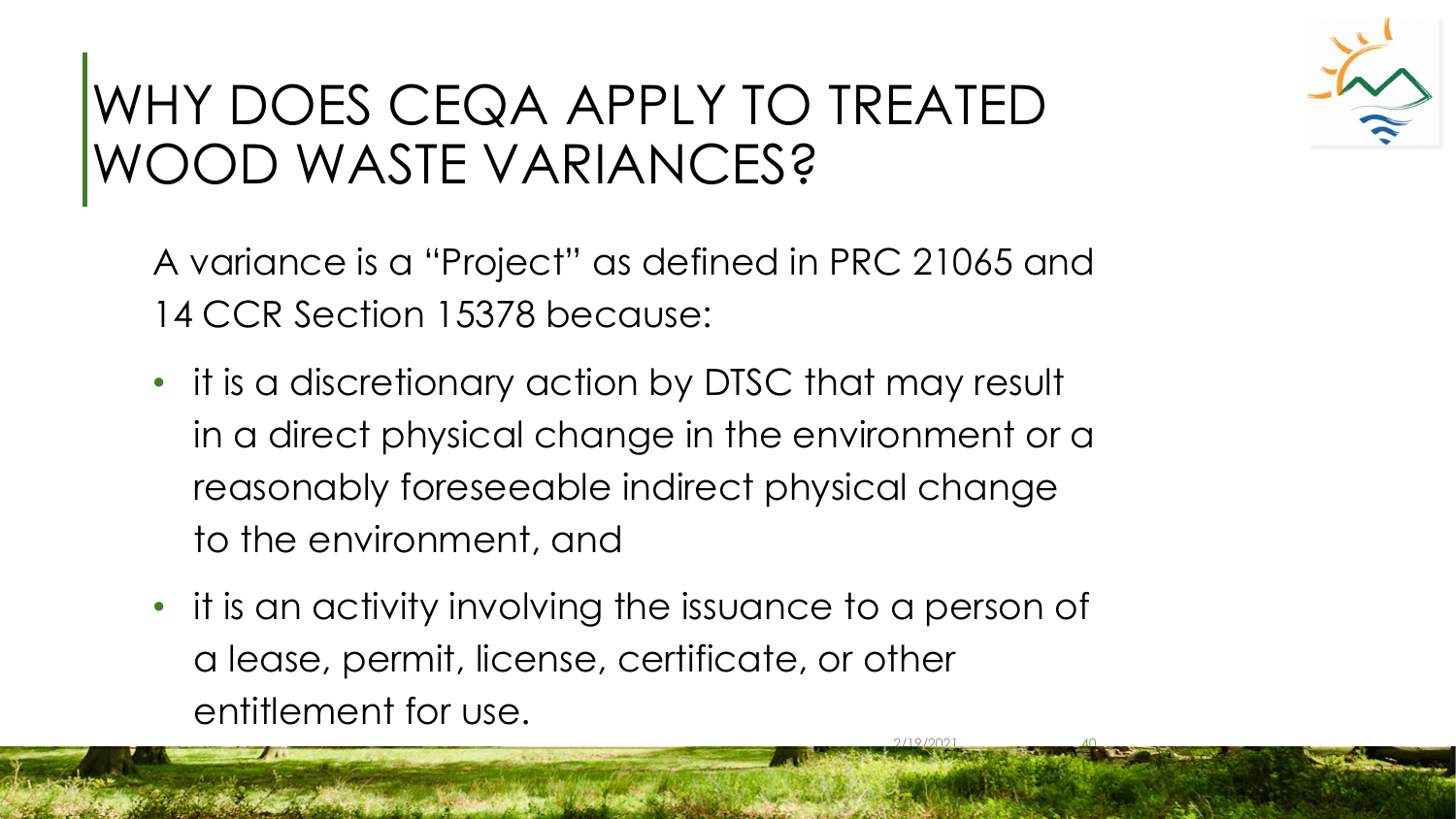# WHY DOES CEQA APPLY TO TREATED WOOD WASTE VARIANCES?

A variance is a "Project" as defined in PRC 21065 and 14 CCR Section 15378 because:

- it is a discretionary action by DTSC that may result in a direct physical change in the environment or a reasonably foreseeable indirect physical change to the environment, and
- it is an activity involving the issuance to a person of a lease, permit, license, certificate, or other entitlement for use.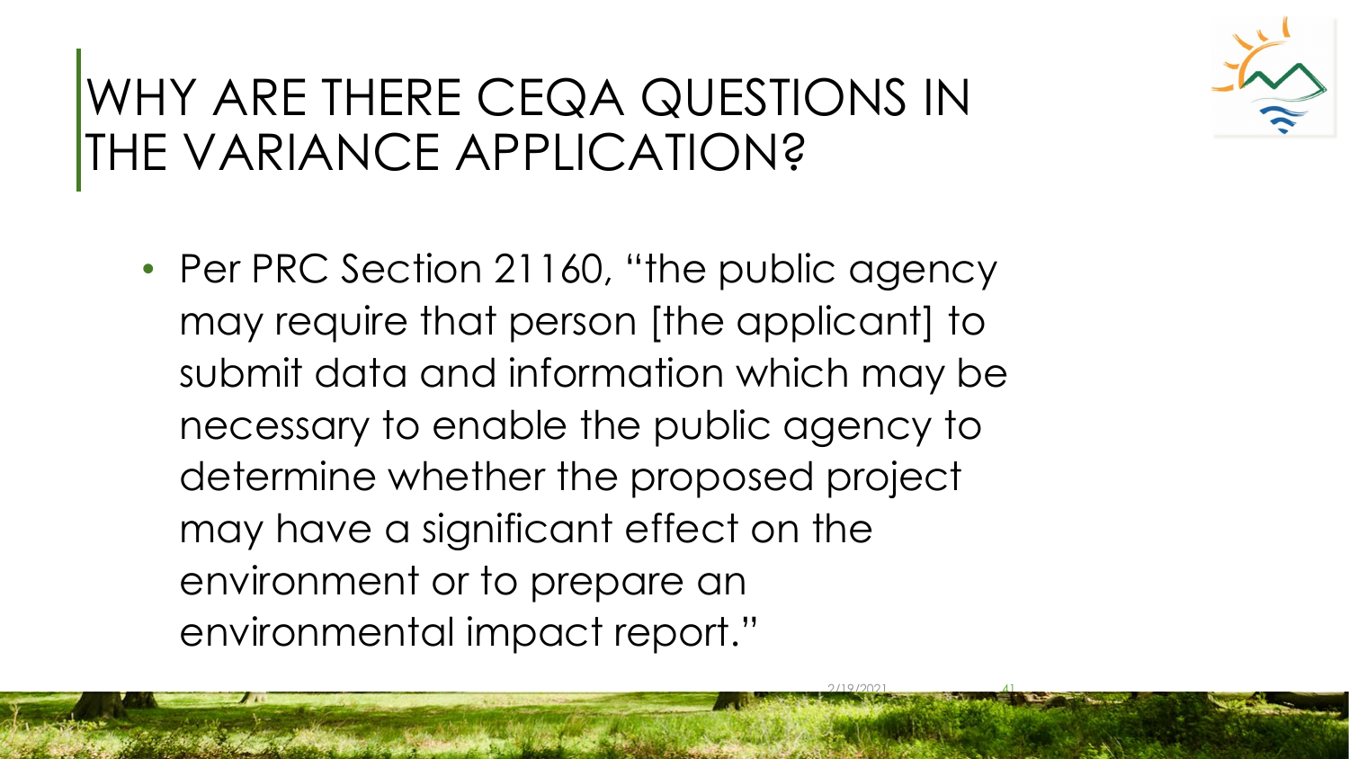# WHY ARE THERE CEQA QUESTIONS IN THE VARIANCE APPLICATION?

- Per PRC Section 21160, "the public agency may require that person [the applicant] to submit data and information which may be necessary to enable the public agency to determine whether the proposed project may have a significant effect on the environment or to prepare an environmental impact report."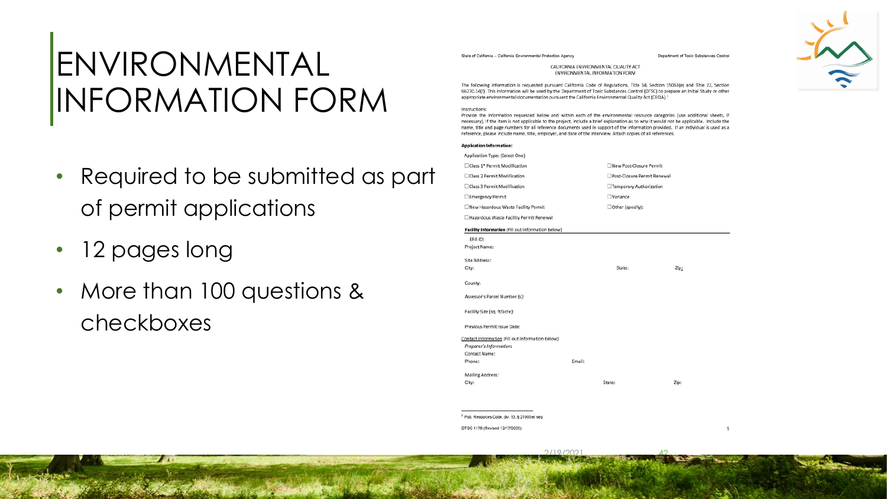# ENVIRONMENTAL INFORMATION FORM

- Required to be submitted as part of permit applications
- 12 pages long
- More than 100 questions & checkboxes

State of California – California Environmental Protection Agency | Department of Toxic Substances Control

CALIFORNIA ENVIRONMENTAL QUALITY ACT
ENVIRONMENTAL INFORMATION FORM

The following information is requested pursuant California Code of Regulations, Title 14, Section 15063(e) and Title 22, Section 66270.14(f). This information will be used by the Department of Toxic Substances Control (DTSC) to prepare an Initial Study or other appropriate environmental documentation pursuant the California Environmental Quality Act (CEQA).[1]

Instructions:
Provide the information requested below and within each of the environmental resource categories (use additional sheets, if necessary). If the item is not applicable to the project, include a brief explanation as to why it would not be applicable. Include the name, title and page numbers for all reference documents used in support of the information provided. If an individual is used as a reference, please include name, title, employer, and date of the interview. Attach copies of all references.

**Application Information:**

Application Type: (Select One)

- ☐ Class 1* Permit Modification
- ☐ Class 2 Permit Modification
- ☐ Class 3 Permit Modification
- ☐ Emergency Permit
- ☐ New Hazardous Waste Facility Permit
- ☐ Hazardous Waste Facility Permit Renewal
- ☐ New Post-Closure Permit
- ☐ Post-Closure Permit Renewal
- ☐ Temporary Authorization
- ☐ Variance
- ☐ Other (specify):

**Facility Information** (Fill out information below)

EPA ID:
Project Name:

Site Address:
City: State: Zip:

County:

Assessor's Parcel Number (s):

Facility Size (sq. ft/acre):

Previous Permit Issue Date:

Contact Information (Fill out information below)

*Preparer's Information:*
Contact Name:
Phone: Email:

Mailing Address:
City: State: Zip:

[1] Pub. Resources Code, div. 13, § 21000 et seq

DTSC 1170 (Revised 12/17/2020)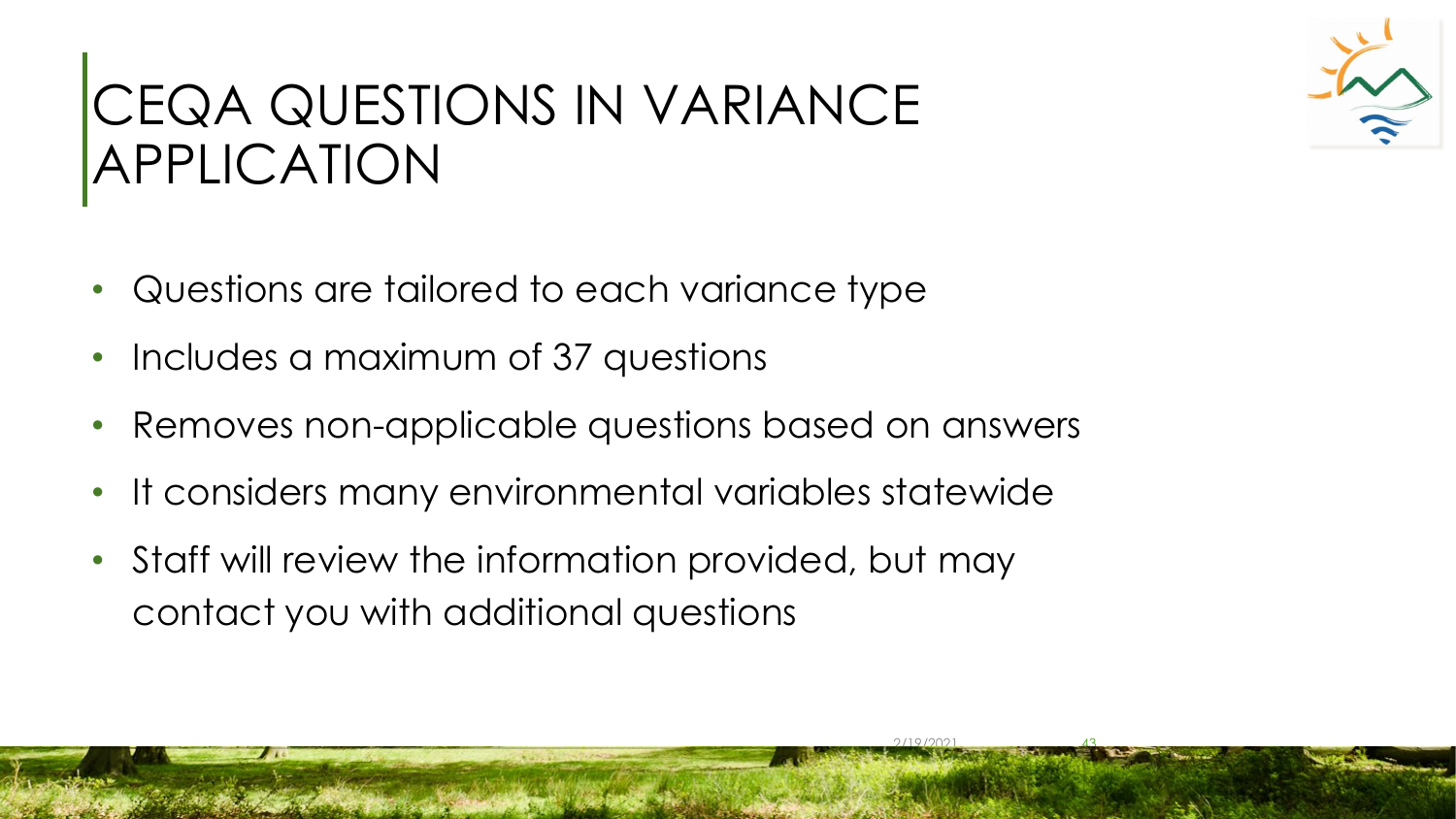# CEQA QUESTIONS IN VARIANCE APPLICATION

- Questions are tailored to each variance type
- Includes a maximum of 37 questions
- Removes non-applicable questions based on answers
- It considers many environmental variables statewide
- Staff will review the information provided, but may contact you with additional questions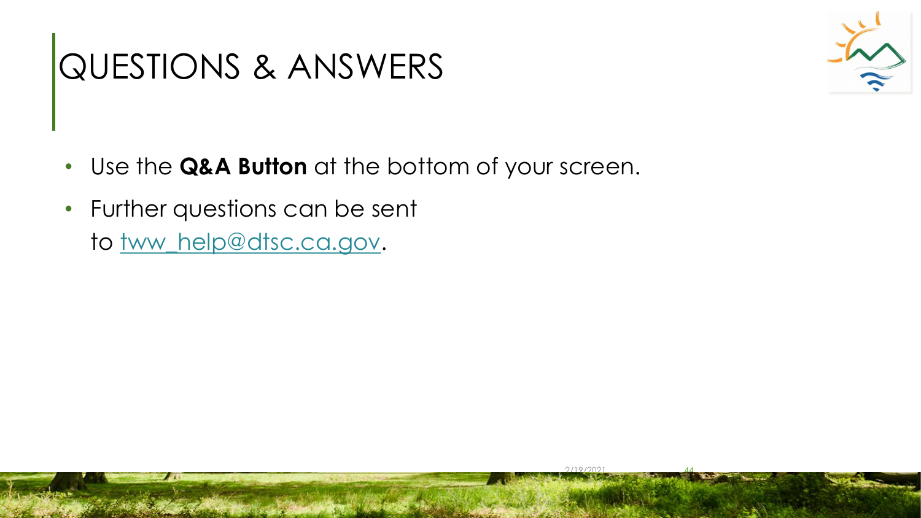# QUESTIONS & ANSWERS

- Use the **Q&A Button** at the bottom of your screen.
- Further questions can be sent to [tww_help@dtsc.ca.gov](mailto:tww_help@dtsc.ca.gov).